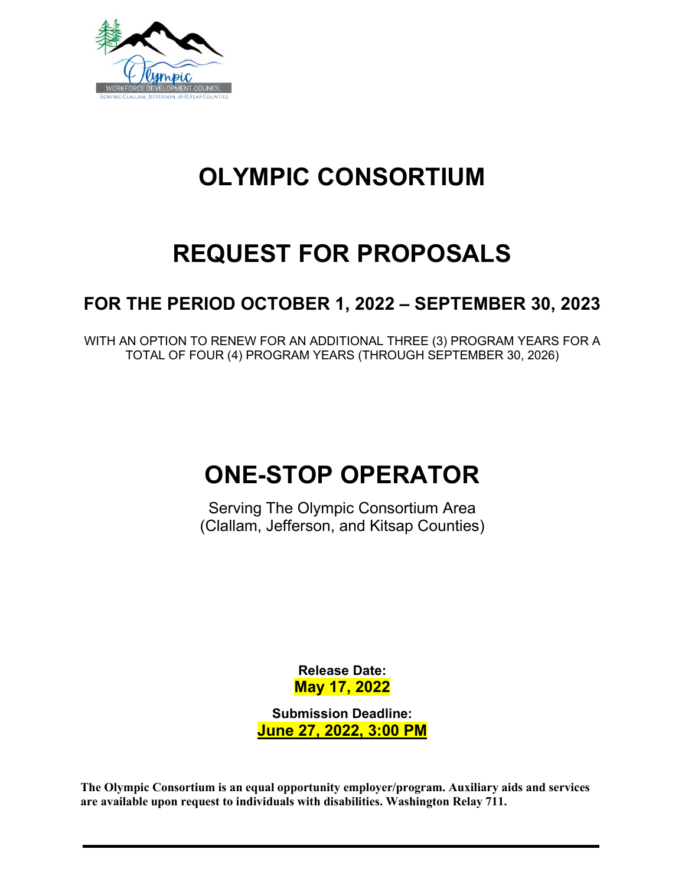# OLYMPIC CONSORTIUM

# REQUEST FOR PROPOSALS

## FOR THE PERIOD OCTOBER 1, 2022 – SEPTEMBER 30, 2023

WITH AN OPTION TO RENEW FOR AN ADDITIONAL THREE (3) PROGRAM YEARS FOR A TOTAL OF FOUR (4) PROGRAM YEARS (THROUGH SEPTEMBER 30, 2026)

# ONE-STOP OPERATOR

Serving The Olympic Consortium Area
(Clallam, Jefferson, and Kitsap Counties)

**Release Date:**
**May 17, 2022**

**Submission Deadline:**
**June 27, 2022, 3:00 PM**

**The Olympic Consortium is an equal opportunity employer/program. Auxiliary aids and services are available upon request to individuals with disabilities. Washington Relay 711.**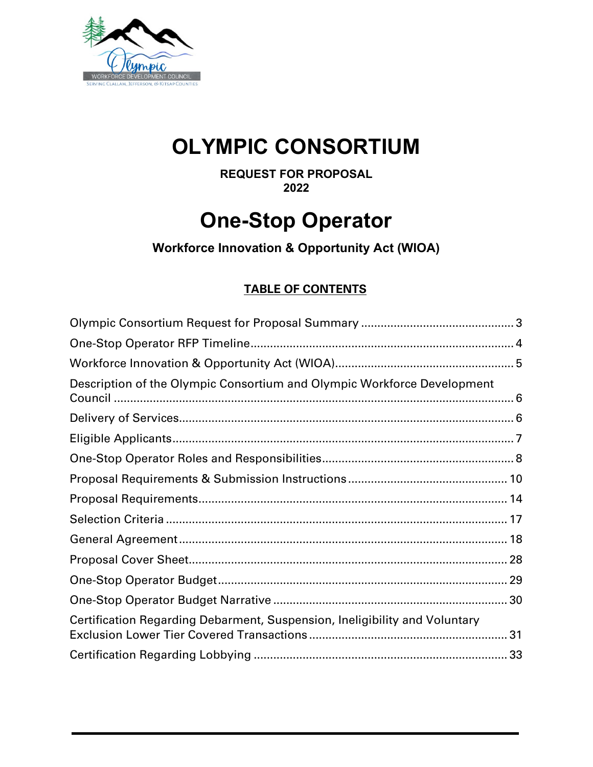# OLYMPIC CONSORTIUM

**REQUEST FOR PROPOSAL**
**2022**

# One-Stop Operator

**Workforce Innovation & Opportunity Act (WIOA)**

## TABLE OF CONTENTS

Olympic Consortium Request for Proposal Summary ............................................... 3
One-Stop Operator RFP Timeline ................................................................................ 4
Workforce Innovation & Opportunity Act (WIOA) ....................................................... 5
Description of the Olympic Consortium and Olympic Workforce Development Council ........................................................................................................................... 6
Delivery of Services ...................................................................................................... 6
Eligible Applicants ........................................................................................................ 7
One-Stop Operator Roles and Responsibilities ........................................................... 8
Proposal Requirements & Submission Instructions ................................................ 10
Proposal Requirements .............................................................................................. 14
Selection Criteria ........................................................................................................ 17
General Agreement .................................................................................................... 18
Proposal Cover Sheet ................................................................................................. 28
One-Stop Operator Budget ........................................................................................ 29
One-Stop Operator Budget Narrative ....................................................................... 30
Certification Regarding Debarment, Suspension, Ineligibility and Voluntary Exclusion Lower Tier Covered Transactions ............................................................ 31
Certification Regarding Lobbying ............................................................................. 33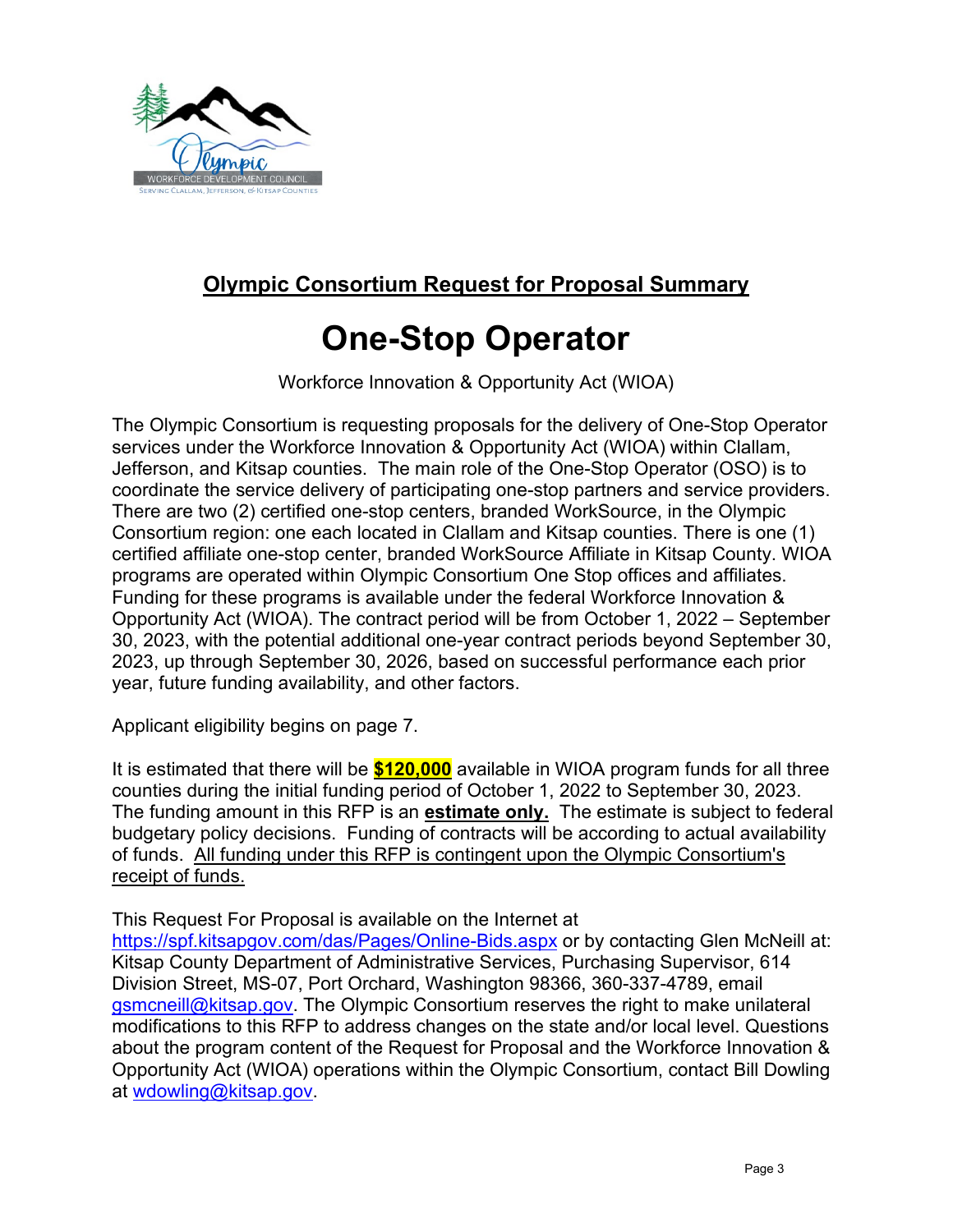## Olympic Consortium Request for Proposal Summary

# One-Stop Operator

Workforce Innovation & Opportunity Act (WIOA)

The Olympic Consortium is requesting proposals for the delivery of One-Stop Operator services under the Workforce Innovation & Opportunity Act (WIOA) within Clallam, Jefferson, and Kitsap counties. The main role of the One-Stop Operator (OSO) is to coordinate the service delivery of participating one-stop partners and service providers. There are two (2) certified one-stop centers, branded WorkSource, in the Olympic Consortium region: one each located in Clallam and Kitsap counties. There is one (1) certified affiliate one-stop center, branded WorkSource Affiliate in Kitsap County. WIOA programs are operated within Olympic Consortium One Stop offices and affiliates. Funding for these programs is available under the federal Workforce Innovation & Opportunity Act (WIOA). The contract period will be from October 1, 2022 – September 30, 2023, with the potential additional one-year contract periods beyond September 30, 2023, up through September 30, 2026, based on successful performance each prior year, future funding availability, and other factors.

Applicant eligibility begins on page 7.

It is estimated that there will be **$120,000** available in WIOA program funds for all three counties during the initial funding period of October 1, 2022 to September 30, 2023. The funding amount in this RFP is an **estimate only.** The estimate is subject to federal budgetary policy decisions. Funding of contracts will be according to actual availability of funds. All funding under this RFP is contingent upon the Olympic Consortium's receipt of funds.

This Request For Proposal is available on the Internet at https://spf.kitsapgov.com/das/Pages/Online-Bids.aspx or by contacting Glen McNeill at: Kitsap County Department of Administrative Services, Purchasing Supervisor, 614 Division Street, MS-07, Port Orchard, Washington 98366, 360-337-4789, email gsmcneill@kitsap.gov. The Olympic Consortium reserves the right to make unilateral modifications to this RFP to address changes on the state and/or local level. Questions about the program content of the Request for Proposal and the Workforce Innovation & Opportunity Act (WIOA) operations within the Olympic Consortium, contact Bill Dowling at wdowling@kitsap.gov.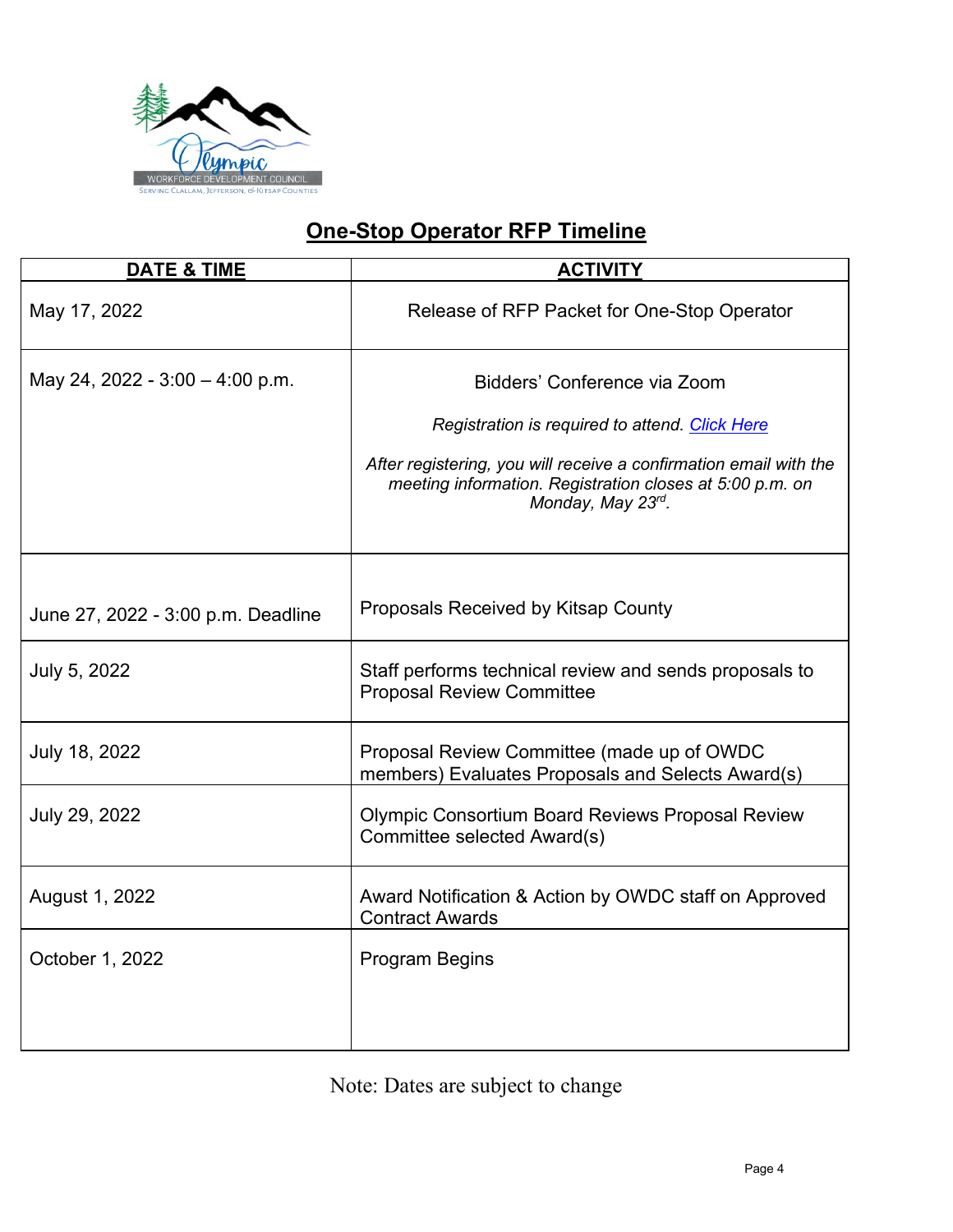## One-Stop Operator RFP Timeline

| DATE & TIME | ACTIVITY |
|---|---|
| May 17, 2022 | Release of RFP Packet for One-Stop Operator |
| May 24, 2022 - 3:00 – 4:00 p.m. | Bidders' Conference via Zoom<br><br>*Registration is required to attend. Click Here*<br><br>*After registering, you will receive a confirmation email with the meeting information. Registration closes at 5:00 p.m. on Monday, May 23rd.* |
| June 27, 2022 - 3:00 p.m. Deadline | Proposals Received by Kitsap County |
| July 5, 2022 | Staff performs technical review and sends proposals to Proposal Review Committee |
| July 18, 2022 | Proposal Review Committee (made up of OWDC members) Evaluates Proposals and Selects Award(s) |
| July 29, 2022 | Olympic Consortium Board Reviews Proposal Review Committee selected Award(s) |
| August 1, 2022 | Award Notification & Action by OWDC staff on Approved Contract Awards |
| October 1, 2022 | Program Begins |

Note: Dates are subject to change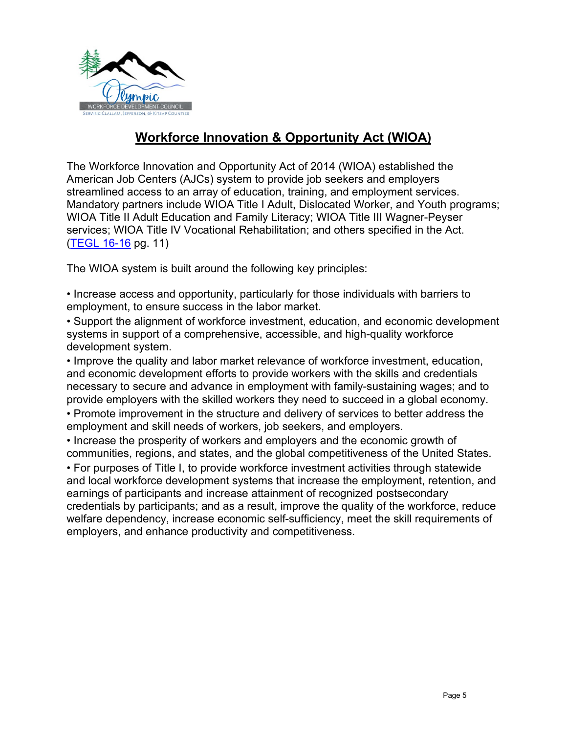# Workforce Innovation & Opportunity Act (WIOA)

The Workforce Innovation and Opportunity Act of 2014 (WIOA) established the American Job Centers (AJCs) system to provide job seekers and employers streamlined access to an array of education, training, and employment services. Mandatory partners include WIOA Title I Adult, Dislocated Worker, and Youth programs; WIOA Title II Adult Education and Family Literacy; WIOA Title III Wagner-Peyser services; WIOA Title IV Vocational Rehabilitation; and others specified in the Act. (TEGL 16-16 pg. 11)

The WIOA system is built around the following key principles:

- Increase access and opportunity, particularly for those individuals with barriers to employment, to ensure success in the labor market.
- Support the alignment of workforce investment, education, and economic development systems in support of a comprehensive, accessible, and high-quality workforce development system.
- Improve the quality and labor market relevance of workforce investment, education, and economic development efforts to provide workers with the skills and credentials necessary to secure and advance in employment with family-sustaining wages; and to provide employers with the skilled workers they need to succeed in a global economy.
- Promote improvement in the structure and delivery of services to better address the employment and skill needs of workers, job seekers, and employers.
- Increase the prosperity of workers and employers and the economic growth of communities, regions, and states, and the global competitiveness of the United States.
- For purposes of Title I, to provide workforce investment activities through statewide and local workforce development systems that increase the employment, retention, and earnings of participants and increase attainment of recognized postsecondary credentials by participants; and as a result, improve the quality of the workforce, reduce welfare dependency, increase economic self-sufficiency, meet the skill requirements of employers, and enhance productivity and competitiveness.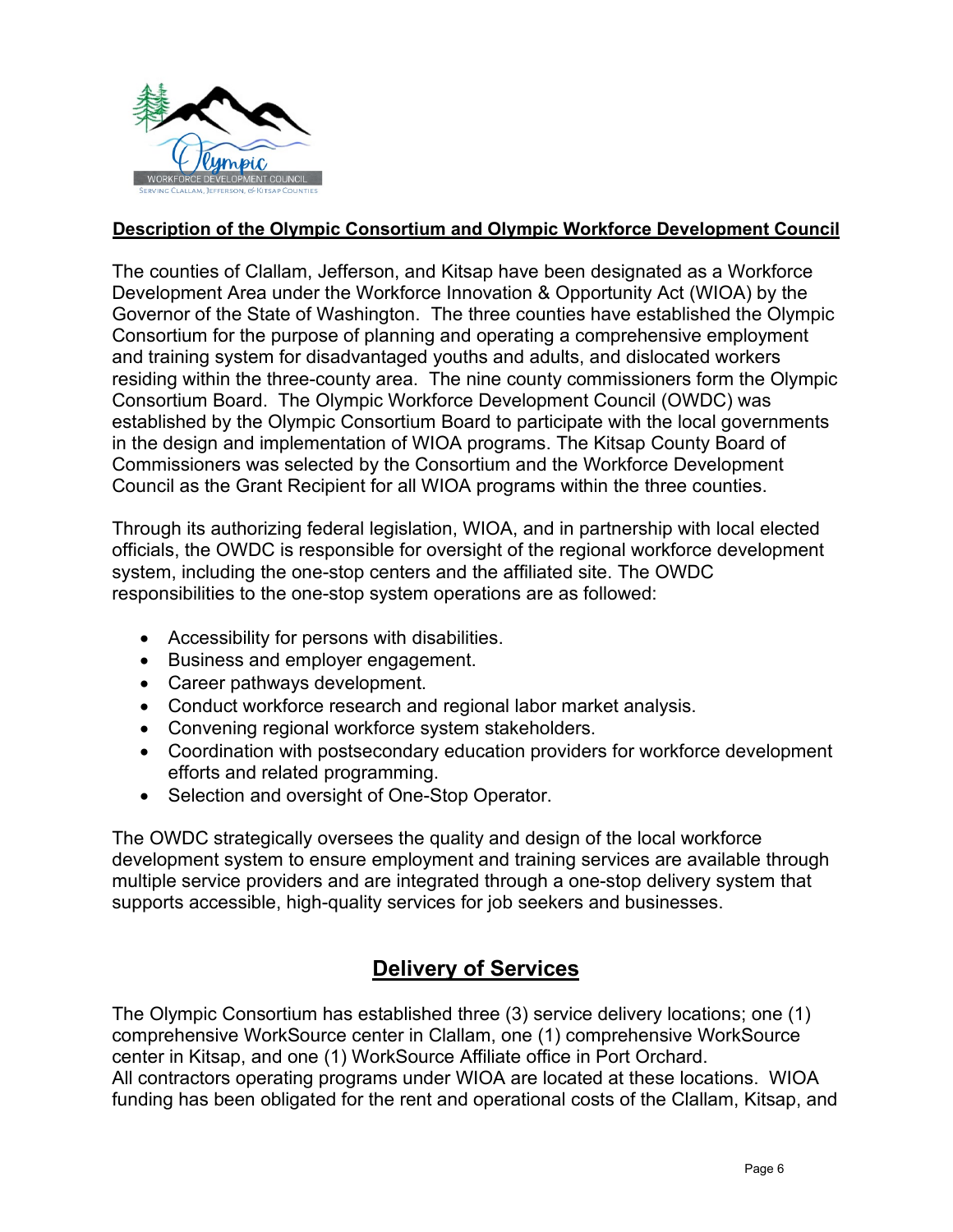## Description of the Olympic Consortium and Olympic Workforce Development Council

The counties of Clallam, Jefferson, and Kitsap have been designated as a Workforce Development Area under the Workforce Innovation & Opportunity Act (WIOA) by the Governor of the State of Washington. The three counties have established the Olympic Consortium for the purpose of planning and operating a comprehensive employment and training system for disadvantaged youths and adults, and dislocated workers residing within the three-county area. The nine county commissioners form the Olympic Consortium Board. The Olympic Workforce Development Council (OWDC) was established by the Olympic Consortium Board to participate with the local governments in the design and implementation of WIOA programs. The Kitsap County Board of Commissioners was selected by the Consortium and the Workforce Development Council as the Grant Recipient for all WIOA programs within the three counties.

Through its authorizing federal legislation, WIOA, and in partnership with local elected officials, the OWDC is responsible for oversight of the regional workforce development system, including the one-stop centers and the affiliated site. The OWDC responsibilities to the one-stop system operations are as followed:

- Accessibility for persons with disabilities.
- Business and employer engagement.
- Career pathways development.
- Conduct workforce research and regional labor market analysis.
- Convening regional workforce system stakeholders.
- Coordination with postsecondary education providers for workforce development efforts and related programming.
- Selection and oversight of One-Stop Operator.

The OWDC strategically oversees the quality and design of the local workforce development system to ensure employment and training services are available through multiple service providers and are integrated through a one-stop delivery system that supports accessible, high-quality services for job seekers and businesses.

## Delivery of Services

The Olympic Consortium has established three (3) service delivery locations; one (1) comprehensive WorkSource center in Clallam, one (1) comprehensive WorkSource center in Kitsap, and one (1) WorkSource Affiliate office in Port Orchard.
All contractors operating programs under WIOA are located at these locations. WIOA funding has been obligated for the rent and operational costs of the Clallam, Kitsap, and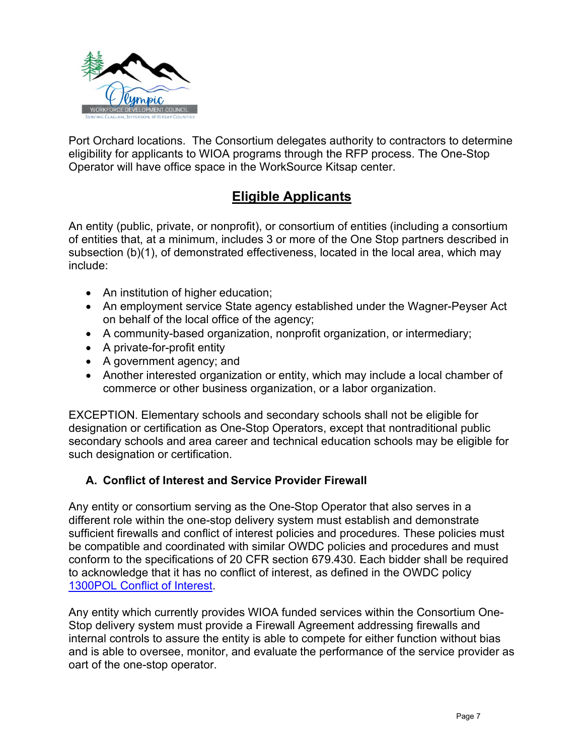Port Orchard locations.  The Consortium delegates authority to contractors to determine eligibility for applicants to WIOA programs through the RFP process. The One-Stop Operator will have office space in the WorkSource Kitsap center.

## Eligible Applicants

An entity (public, private, or nonprofit), or consortium of entities (including a consortium of entities that, at a minimum, includes 3 or more of the One Stop partners described in subsection (b)(1), of demonstrated effectiveness, located in the local area, which may include:

- An institution of higher education;
- An employment service State agency established under the Wagner-Peyser Act on behalf of the local office of the agency;
- A community-based organization, nonprofit organization, or intermediary;
- A private-for-profit entity
- A government agency; and
- Another interested organization or entity, which may include a local chamber of commerce or other business organization, or a labor organization.

EXCEPTION. Elementary schools and secondary schools shall not be eligible for designation or certification as One-Stop Operators, except that nontraditional public secondary schools and area career and technical education schools may be eligible for such designation or certification.

### A. Conflict of Interest and Service Provider Firewall

Any entity or consortium serving as the One-Stop Operator that also serves in a different role within the one-stop delivery system must establish and demonstrate sufficient firewalls and conflict of interest policies and procedures. These policies must be compatible and coordinated with similar OWDC policies and procedures and must conform to the specifications of 20 CFR section 679.430. Each bidder shall be required to acknowledge that it has no conflict of interest, as defined in the OWDC policy 1300POL Conflict of Interest.

Any entity which currently provides WIOA funded services within the Consortium One-Stop delivery system must provide a Firewall Agreement addressing firewalls and internal controls to assure the entity is able to compete for either function without bias and is able to oversee, monitor, and evaluate the performance of the service provider as oart of the one-stop operator.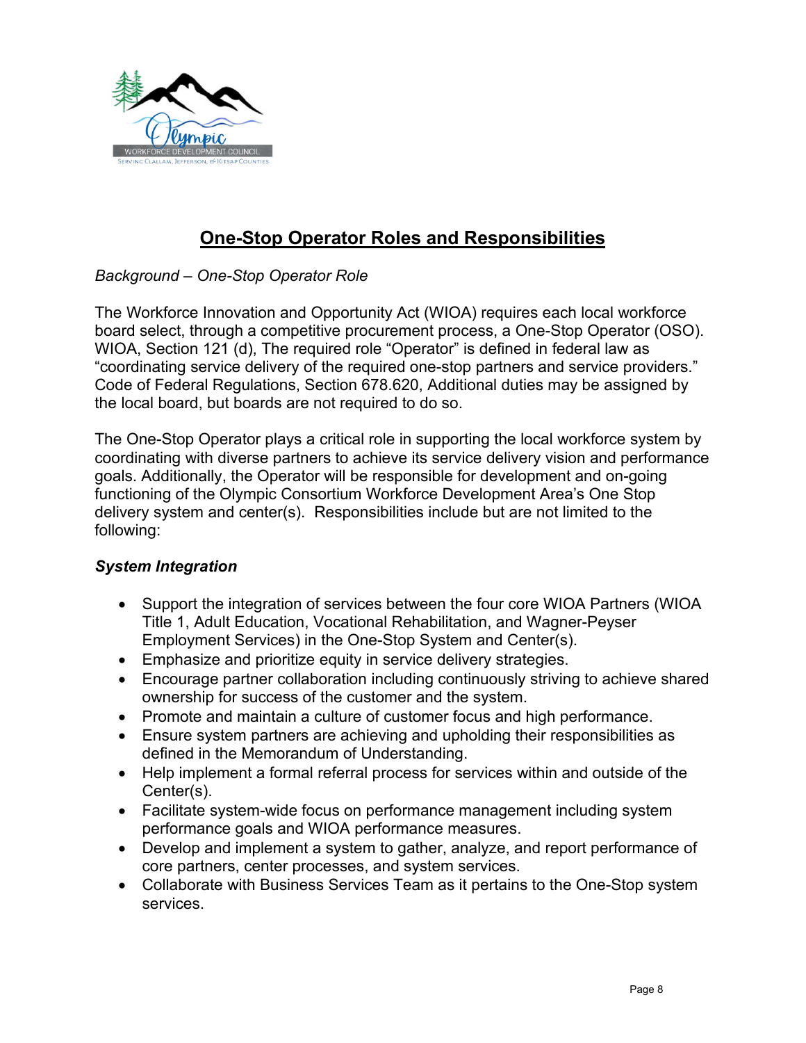## One-Stop Operator Roles and Responsibilities

*Background – One-Stop Operator Role*

The Workforce Innovation and Opportunity Act (WIOA) requires each local workforce board select, through a competitive procurement process, a One-Stop Operator (OSO). WIOA, Section 121 (d), The required role "Operator" is defined in federal law as "coordinating service delivery of the required one-stop partners and service providers." Code of Federal Regulations, Section 678.620, Additional duties may be assigned by the local board, but boards are not required to do so.

The One-Stop Operator plays a critical role in supporting the local workforce system by coordinating with diverse partners to achieve its service delivery vision and performance goals. Additionally, the Operator will be responsible for development and on-going functioning of the Olympic Consortium Workforce Development Area's One Stop delivery system and center(s). Responsibilities include but are not limited to the following:

***System Integration***

- Support the integration of services between the four core WIOA Partners (WIOA Title 1, Adult Education, Vocational Rehabilitation, and Wagner-Peyser Employment Services) in the One-Stop System and Center(s).
- Emphasize and prioritize equity in service delivery strategies.
- Encourage partner collaboration including continuously striving to achieve shared ownership for success of the customer and the system.
- Promote and maintain a culture of customer focus and high performance.
- Ensure system partners are achieving and upholding their responsibilities as defined in the Memorandum of Understanding.
- Help implement a formal referral process for services within and outside of the Center(s).
- Facilitate system-wide focus on performance management including system performance goals and WIOA performance measures.
- Develop and implement a system to gather, analyze, and report performance of core partners, center processes, and system services.
- Collaborate with Business Services Team as it pertains to the One-Stop system services.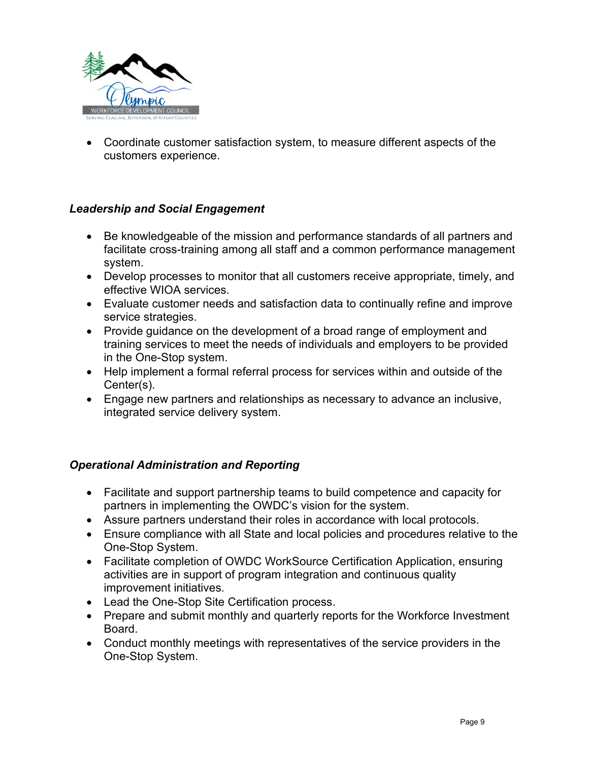- Coordinate customer satisfaction system, to measure different aspects of the customers experience.

### *Leadership and Social Engagement*

- Be knowledgeable of the mission and performance standards of all partners and facilitate cross-training among all staff and a common performance management system.
- Develop processes to monitor that all customers receive appropriate, timely, and effective WIOA services.
- Evaluate customer needs and satisfaction data to continually refine and improve service strategies.
- Provide guidance on the development of a broad range of employment and training services to meet the needs of individuals and employers to be provided in the One-Stop system.
- Help implement a formal referral process for services within and outside of the Center(s).
- Engage new partners and relationships as necessary to advance an inclusive, integrated service delivery system.

### *Operational Administration and Reporting*

- Facilitate and support partnership teams to build competence and capacity for partners in implementing the OWDC's vision for the system.
- Assure partners understand their roles in accordance with local protocols.
- Ensure compliance with all State and local policies and procedures relative to the One-Stop System.
- Facilitate completion of OWDC WorkSource Certification Application, ensuring activities are in support of program integration and continuous quality improvement initiatives.
- Lead the One-Stop Site Certification process.
- Prepare and submit monthly and quarterly reports for the Workforce Investment Board.
- Conduct monthly meetings with representatives of the service providers in the One-Stop System.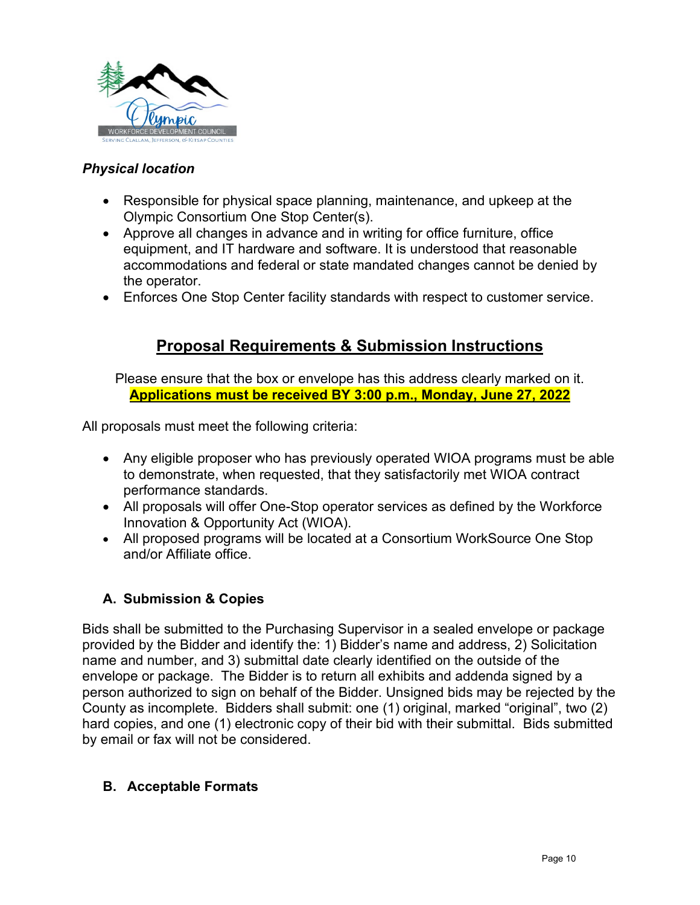***Physical location***

- Responsible for physical space planning, maintenance, and upkeep at the Olympic Consortium One Stop Center(s).
- Approve all changes in advance and in writing for office furniture, office equipment, and IT hardware and software. It is understood that reasonable accommodations and federal or state mandated changes cannot be denied by the operator.
- Enforces One Stop Center facility standards with respect to customer service.

## Proposal Requirements & Submission Instructions

Please ensure that the box or envelope has this address clearly marked on it.
**Applications must be received BY 3:00 p.m., Monday, June 27, 2022**

All proposals must meet the following criteria:

- Any eligible proposer who has previously operated WIOA programs must be able to demonstrate, when requested, that they satisfactorily met WIOA contract performance standards.
- All proposals will offer One-Stop operator services as defined by the Workforce Innovation & Opportunity Act (WIOA).
- All proposed programs will be located at a Consortium WorkSource One Stop and/or Affiliate office.

### A. Submission & Copies

Bids shall be submitted to the Purchasing Supervisor in a sealed envelope or package provided by the Bidder and identify the: 1) Bidder's name and address, 2) Solicitation name and number, and 3) submittal date clearly identified on the outside of the envelope or package. The Bidder is to return all exhibits and addenda signed by a person authorized to sign on behalf of the Bidder. Unsigned bids may be rejected by the County as incomplete. Bidders shall submit: one (1) original, marked "original", two (2) hard copies, and one (1) electronic copy of their bid with their submittal. Bids submitted by email or fax will not be considered.

### B. Acceptable Formats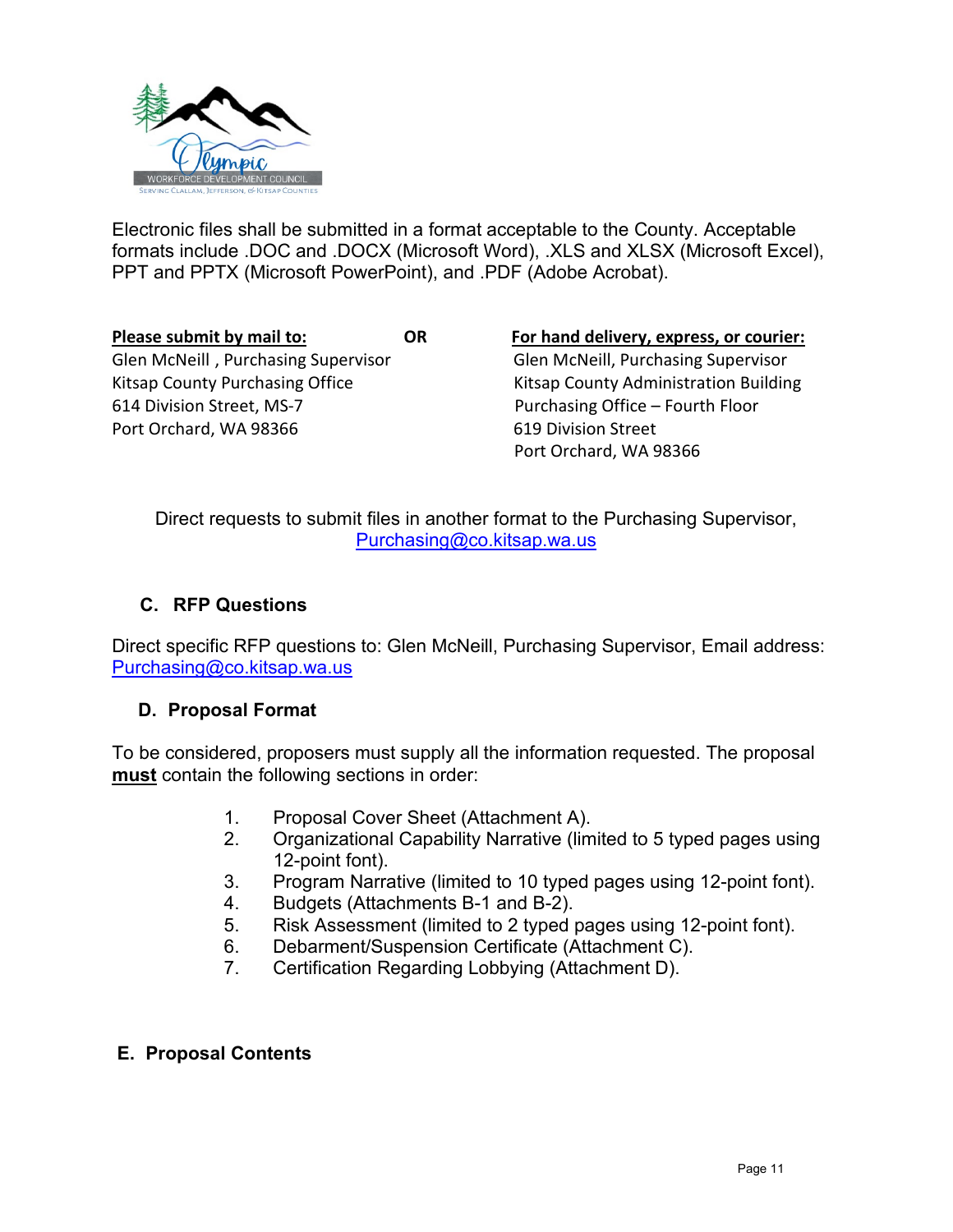Electronic files shall be submitted in a format acceptable to the County. Acceptable formats include .DOC and .DOCX (Microsoft Word), .XLS and XLSX (Microsoft Excel), PPT and PPTX (Microsoft PowerPoint), and .PDF (Adobe Acrobat).

**Please submit by mail to:**
Glen McNeill , Purchasing Supervisor
Kitsap County Purchasing Office
614 Division Street, MS-7
Port Orchard, WA 98366

**OR**

**For hand delivery, express, or courier:**
Glen McNeill, Purchasing Supervisor
Kitsap County Administration Building
Purchasing Office – Fourth Floor
619 Division Street
Port Orchard, WA 98366

Direct requests to submit files in another format to the Purchasing Supervisor, Purchasing@co.kitsap.wa.us

### C. RFP Questions

Direct specific RFP questions to: Glen McNeill, Purchasing Supervisor, Email address: Purchasing@co.kitsap.wa.us

### D. Proposal Format

To be considered, proposers must supply all the information requested. The proposal **must** contain the following sections in order:

1. Proposal Cover Sheet (Attachment A).
2. Organizational Capability Narrative (limited to 5 typed pages using 12-point font).
3. Program Narrative (limited to 10 typed pages using 12-point font).
4. Budgets (Attachments B-1 and B-2).
5. Risk Assessment (limited to 2 typed pages using 12-point font).
6. Debarment/Suspension Certificate (Attachment C).
7. Certification Regarding Lobbying (Attachment D).

### E. Proposal Contents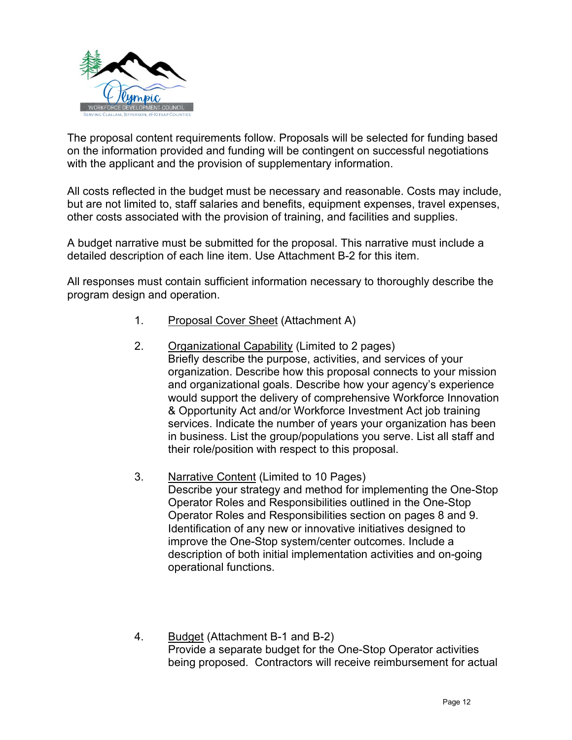The proposal content requirements follow. Proposals will be selected for funding based on the information provided and funding will be contingent on successful negotiations with the applicant and the provision of supplementary information.

All costs reflected in the budget must be necessary and reasonable. Costs may include, but are not limited to, staff salaries and benefits, equipment expenses, travel expenses, other costs associated with the provision of training, and facilities and supplies.

A budget narrative must be submitted for the proposal. This narrative must include a detailed description of each line item. Use Attachment B-2 for this item.

All responses must contain sufficient information necessary to thoroughly describe the program design and operation.

1. Proposal Cover Sheet (Attachment A)

2. Organizational Capability (Limited to 2 pages)
   Briefly describe the purpose, activities, and services of your organization. Describe how this proposal connects to your mission and organizational goals. Describe how your agency's experience would support the delivery of comprehensive Workforce Innovation & Opportunity Act and/or Workforce Investment Act job training services. Indicate the number of years your organization has been in business. List the group/populations you serve. List all staff and their role/position with respect to this proposal.

3. Narrative Content (Limited to 10 Pages)
   Describe your strategy and method for implementing the One-Stop Operator Roles and Responsibilities outlined in the One-Stop Operator Roles and Responsibilities section on pages 8 and 9. Identification of any new or innovative initiatives designed to improve the One-Stop system/center outcomes. Include a description of both initial implementation activities and on-going operational functions.

4. Budget (Attachment B-1 and B-2)
   Provide a separate budget for the One-Stop Operator activities being proposed. Contractors will receive reimbursement for actual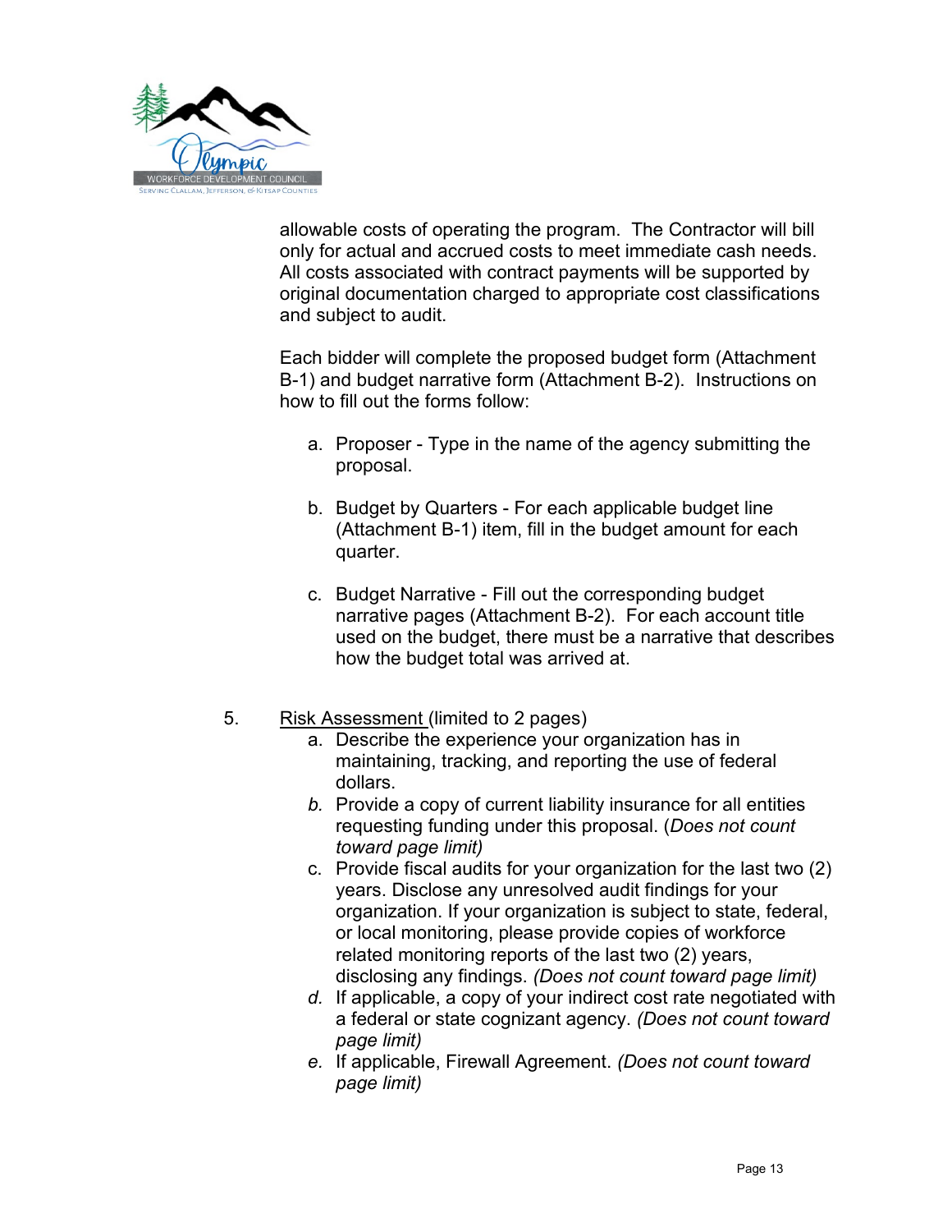allowable costs of operating the program. The Contractor will bill only for actual and accrued costs to meet immediate cash needs. All costs associated with contract payments will be supported by original documentation charged to appropriate cost classifications and subject to audit.

Each bidder will complete the proposed budget form (Attachment B-1) and budget narrative form (Attachment B-2). Instructions on how to fill out the forms follow:

a. Proposer - Type in the name of the agency submitting the proposal.

b. Budget by Quarters - For each applicable budget line (Attachment B-1) item, fill in the budget amount for each quarter.

c. Budget Narrative - Fill out the corresponding budget narrative pages (Attachment B-2). For each account title used on the budget, there must be a narrative that describes how the budget total was arrived at.

5. Risk Assessment (limited to 2 pages)

a. Describe the experience your organization has in maintaining, tracking, and reporting the use of federal dollars.

b. Provide a copy of current liability insurance for all entities requesting funding under this proposal. (*Does not count toward page limit)*

c. Provide fiscal audits for your organization for the last two (2) years. Disclose any unresolved audit findings for your organization. If your organization is subject to state, federal, or local monitoring, please provide copies of workforce related monitoring reports of the last two (2) years, disclosing any findings. *(Does not count toward page limit)*

d. If applicable, a copy of your indirect cost rate negotiated with a federal or state cognizant agency. *(Does not count toward page limit)*

e. If applicable, Firewall Agreement. *(Does not count toward page limit)*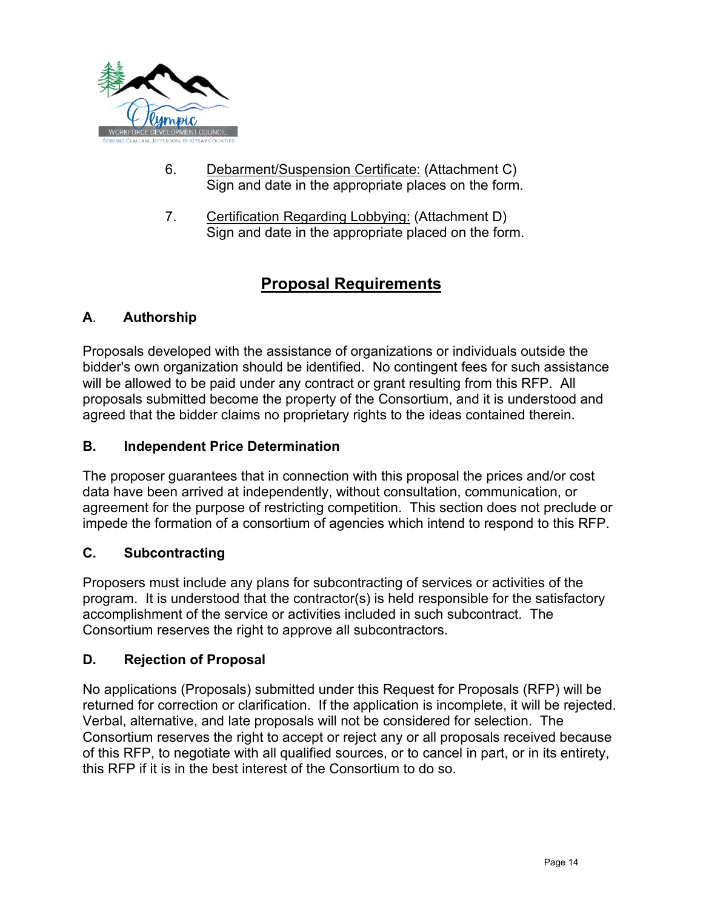6. Debarment/Suspension Certificate: (Attachment C)
   Sign and date in the appropriate places on the form.

7. Certification Regarding Lobbying: (Attachment D)
   Sign and date in the appropriate placed on the form.

## Proposal Requirements

### A. Authorship

Proposals developed with the assistance of organizations or individuals outside the bidder's own organization should be identified. No contingent fees for such assistance will be allowed to be paid under any contract or grant resulting from this RFP. All proposals submitted become the property of the Consortium, and it is understood and agreed that the bidder claims no proprietary rights to the ideas contained therein.

### B. Independent Price Determination

The proposer guarantees that in connection with this proposal the prices and/or cost data have been arrived at independently, without consultation, communication, or agreement for the purpose of restricting competition. This section does not preclude or impede the formation of a consortium of agencies which intend to respond to this RFP.

### C. Subcontracting

Proposers must include any plans for subcontracting of services or activities of the program. It is understood that the contractor(s) is held responsible for the satisfactory accomplishment of the service or activities included in such subcontract. The Consortium reserves the right to approve all subcontractors.

### D. Rejection of Proposal

No applications (Proposals) submitted under this Request for Proposals (RFP) will be returned for correction or clarification. If the application is incomplete, it will be rejected. Verbal, alternative, and late proposals will not be considered for selection. The Consortium reserves the right to accept or reject any or all proposals received because of this RFP, to negotiate with all qualified sources, or to cancel in part, or in its entirety, this RFP if it is in the best interest of the Consortium to do so.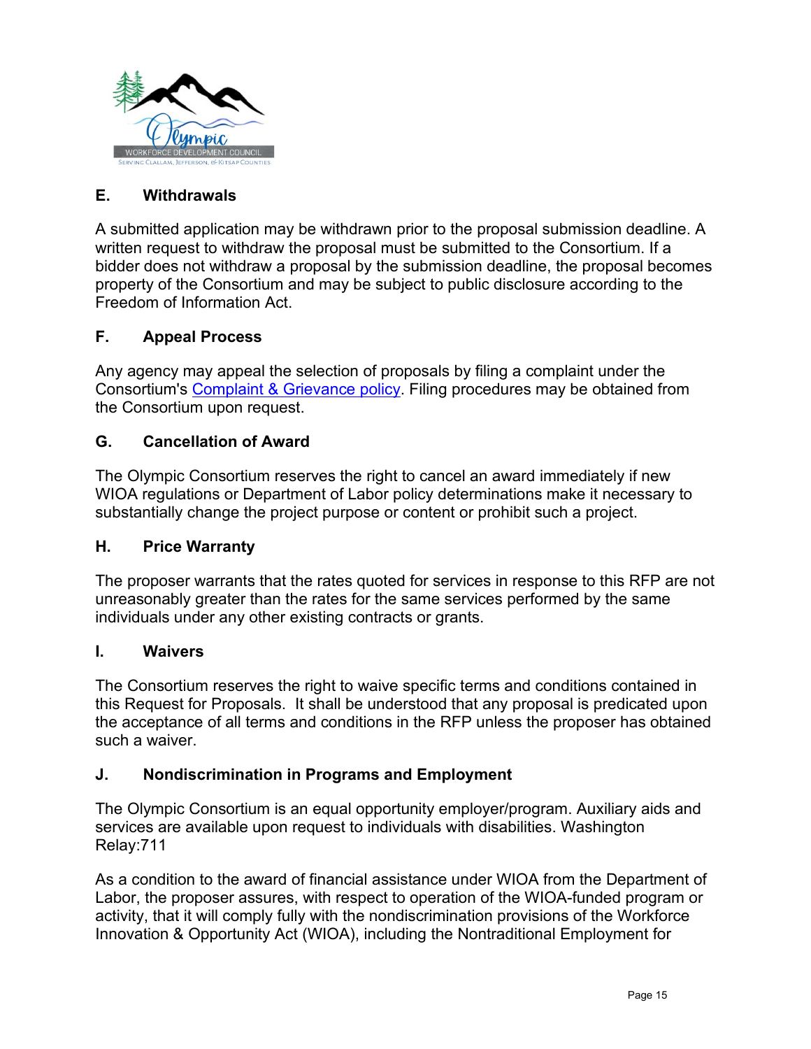### E. Withdrawals

A submitted application may be withdrawn prior to the proposal submission deadline. A written request to withdraw the proposal must be submitted to the Consortium. If a bidder does not withdraw a proposal by the submission deadline, the proposal becomes property of the Consortium and may be subject to public disclosure according to the Freedom of Information Act.

### F. Appeal Process

Any agency may appeal the selection of proposals by filing a complaint under the Consortium's Complaint & Grievance policy. Filing procedures may be obtained from the Consortium upon request.

### G. Cancellation of Award

The Olympic Consortium reserves the right to cancel an award immediately if new WIOA regulations or Department of Labor policy determinations make it necessary to substantially change the project purpose or content or prohibit such a project.

### H. Price Warranty

The proposer warrants that the rates quoted for services in response to this RFP are not unreasonably greater than the rates for the same services performed by the same individuals under any other existing contracts or grants.

### I. Waivers

The Consortium reserves the right to waive specific terms and conditions contained in this Request for Proposals. It shall be understood that any proposal is predicated upon the acceptance of all terms and conditions in the RFP unless the proposer has obtained such a waiver.

### J. Nondiscrimination in Programs and Employment

The Olympic Consortium is an equal opportunity employer/program. Auxiliary aids and services are available upon request to individuals with disabilities. Washington Relay:711

As a condition to the award of financial assistance under WIOA from the Department of Labor, the proposer assures, with respect to operation of the WIOA-funded program or activity, that it will comply fully with the nondiscrimination provisions of the Workforce Innovation & Opportunity Act (WIOA), including the Nontraditional Employment for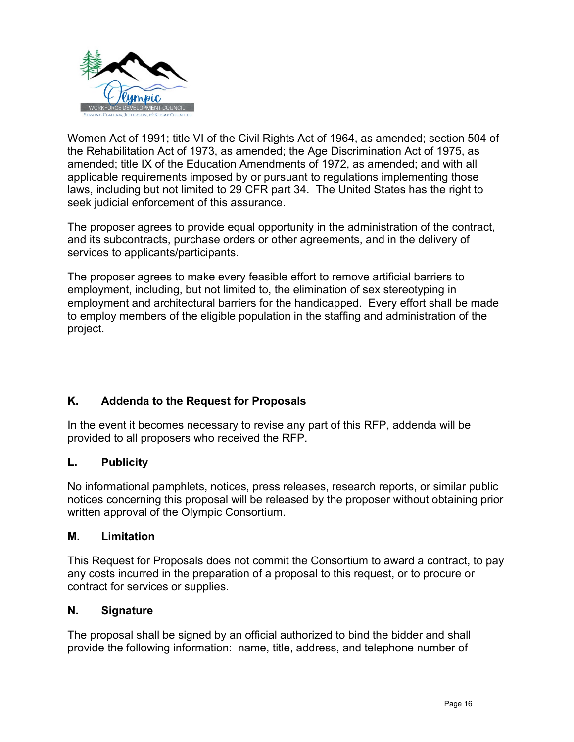Women Act of 1991; title VI of the Civil Rights Act of 1964, as amended; section 504 of the Rehabilitation Act of 1973, as amended; the Age Discrimination Act of 1975, as amended; title IX of the Education Amendments of 1972, as amended; and with all applicable requirements imposed by or pursuant to regulations implementing those laws, including but not limited to 29 CFR part 34. The United States has the right to seek judicial enforcement of this assurance.

The proposer agrees to provide equal opportunity in the administration of the contract, and its subcontracts, purchase orders or other agreements, and in the delivery of services to applicants/participants.

The proposer agrees to make every feasible effort to remove artificial barriers to employment, including, but not limited to, the elimination of sex stereotyping in employment and architectural barriers for the handicapped. Every effort shall be made to employ members of the eligible population in the staffing and administration of the project.

### K. Addenda to the Request for Proposals

In the event it becomes necessary to revise any part of this RFP, addenda will be provided to all proposers who received the RFP.

### L. Publicity

No informational pamphlets, notices, press releases, research reports, or similar public notices concerning this proposal will be released by the proposer without obtaining prior written approval of the Olympic Consortium.

### M. Limitation

This Request for Proposals does not commit the Consortium to award a contract, to pay any costs incurred in the preparation of a proposal to this request, or to procure or contract for services or supplies.

### N. Signature

The proposal shall be signed by an official authorized to bind the bidder and shall provide the following information: name, title, address, and telephone number of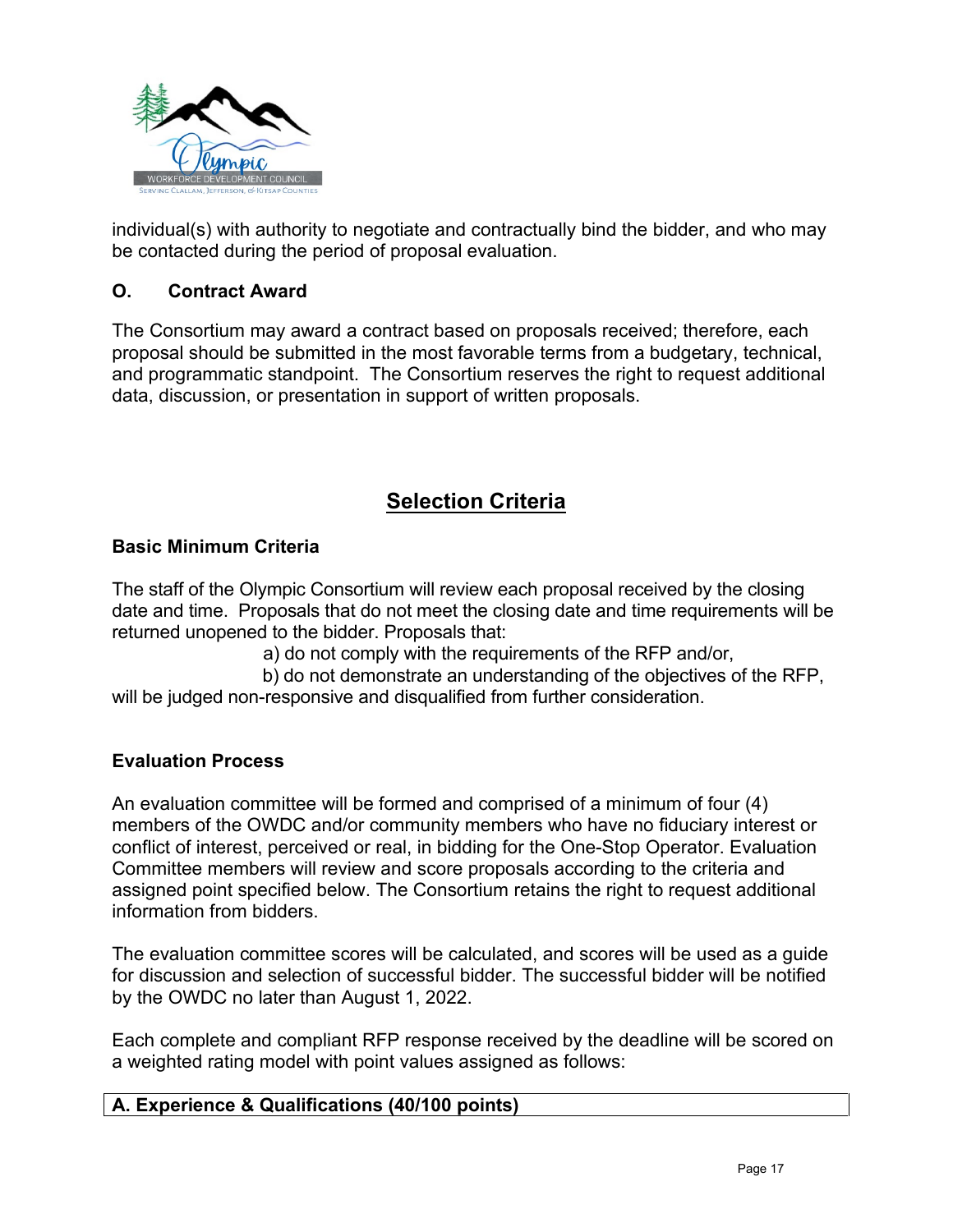individual(s) with authority to negotiate and contractually bind the bidder, and who may be contacted during the period of proposal evaluation.

### O. Contract Award

The Consortium may award a contract based on proposals received; therefore, each proposal should be submitted in the most favorable terms from a budgetary, technical, and programmatic standpoint. The Consortium reserves the right to request additional data, discussion, or presentation in support of written proposals.

## Selection Criteria

### Basic Minimum Criteria

The staff of the Olympic Consortium will review each proposal received by the closing date and time. Proposals that do not meet the closing date and time requirements will be returned unopened to the bidder. Proposals that:

a) do not comply with the requirements of the RFP and/or,

b) do not demonstrate an understanding of the objectives of the RFP,

will be judged non-responsive and disqualified from further consideration.

### Evaluation Process

An evaluation committee will be formed and comprised of a minimum of four (4) members of the OWDC and/or community members who have no fiduciary interest or conflict of interest, perceived or real, in bidding for the One-Stop Operator. Evaluation Committee members will review and score proposals according to the criteria and assigned point specified below. The Consortium retains the right to request additional information from bidders.

The evaluation committee scores will be calculated, and scores will be used as a guide for discussion and selection of successful bidder. The successful bidder will be notified by the OWDC no later than August 1, 2022.

Each complete and compliant RFP response received by the deadline will be scored on a weighted rating model with point values assigned as follows:

| A. Experience & Qualifications (40/100 points) |
| --- |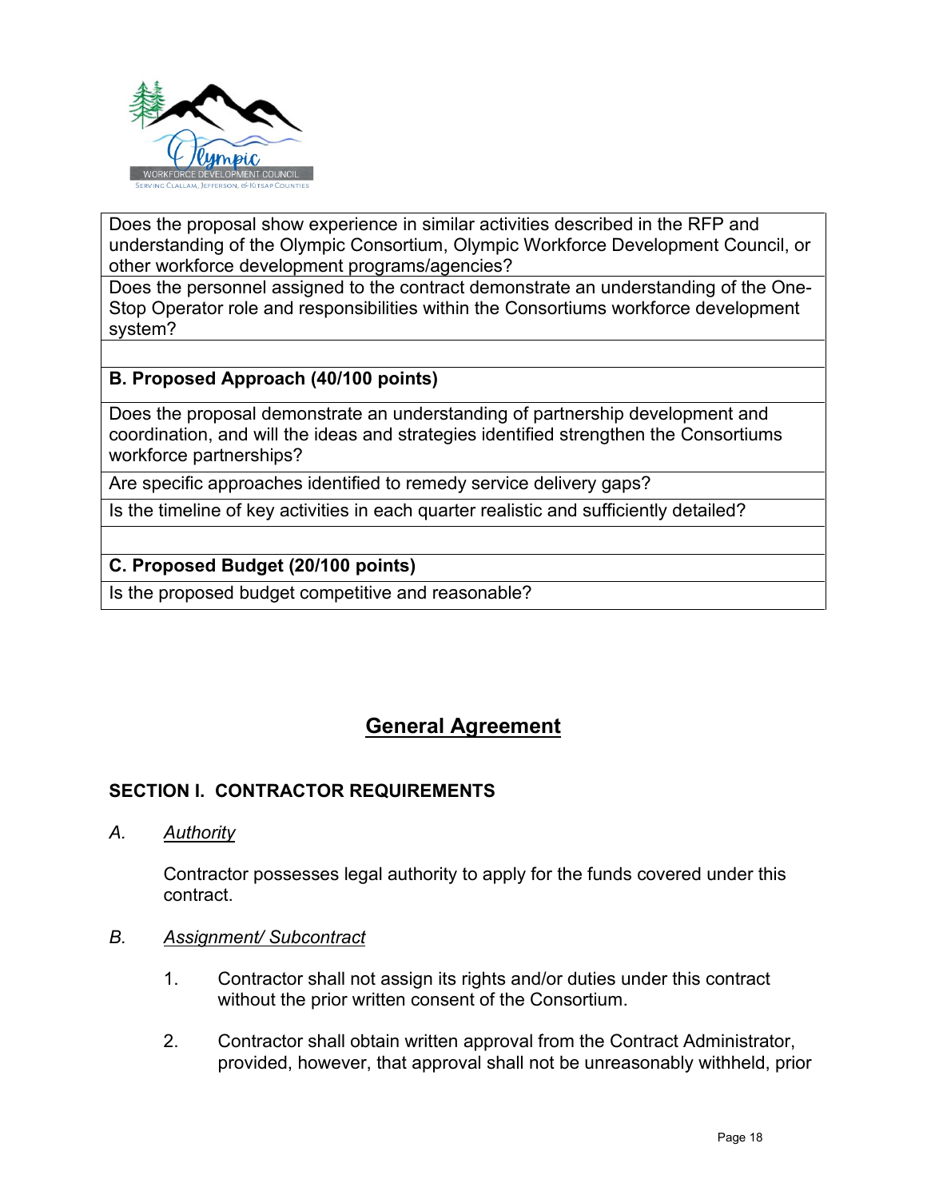| Does the proposal show experience in similar activities described in the RFP and understanding of the Olympic Consortium, Olympic Workforce Development Council, or other workforce development programs/agencies? |
|---|
| Does the personnel assigned to the contract demonstrate an understanding of the One-Stop Operator role and responsibilities within the Consortiums workforce development system? |
| |
| **B. Proposed Approach (40/100 points)** |
| Does the proposal demonstrate an understanding of partnership development and coordination, and will the ideas and strategies identified strengthen the Consortiums workforce partnerships? |
| Are specific approaches identified to remedy service delivery gaps? |
| Is the timeline of key activities in each quarter realistic and sufficiently detailed? |
| |
| **C. Proposed Budget (20/100 points)** |
| Is the proposed budget competitive and reasonable? |

# General Agreement

## SECTION I. CONTRACTOR REQUIREMENTS

*A. Authority*

Contractor possesses legal authority to apply for the funds covered under this contract.

*B. Assignment/ Subcontract*

1. Contractor shall not assign its rights and/or duties under this contract without the prior written consent of the Consortium.

2. Contractor shall obtain written approval from the Contract Administrator, provided, however, that approval shall not be unreasonably withheld, prior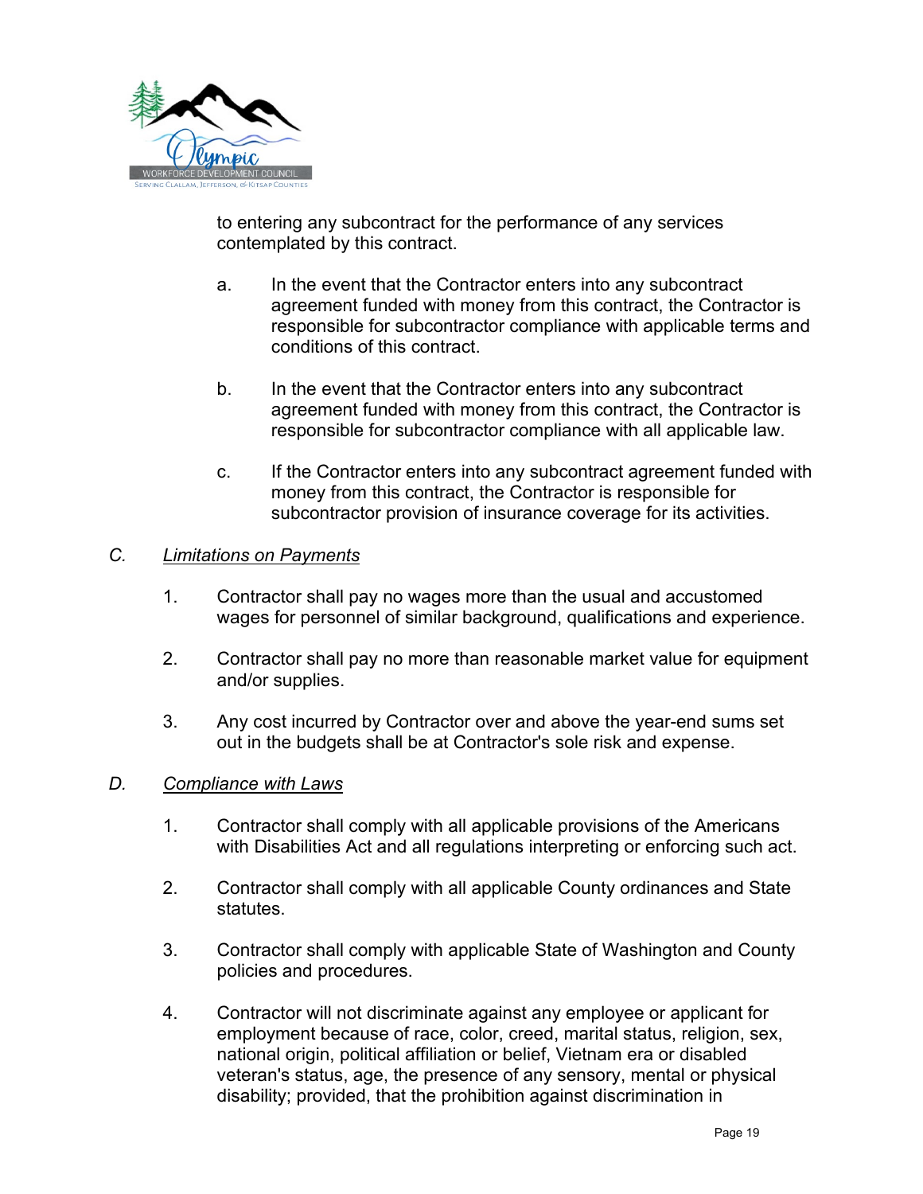to entering any subcontract for the performance of any services contemplated by this contract.

a. In the event that the Contractor enters into any subcontract agreement funded with money from this contract, the Contractor is responsible for subcontractor compliance with applicable terms and conditions of this contract.

b. In the event that the Contractor enters into any subcontract agreement funded with money from this contract, the Contractor is responsible for subcontractor compliance with all applicable law.

c. If the Contractor enters into any subcontract agreement funded with money from this contract, the Contractor is responsible for subcontractor provision of insurance coverage for its activities.

*C.* *Limitations on Payments*

1. Contractor shall pay no wages more than the usual and accustomed wages for personnel of similar background, qualifications and experience.

2. Contractor shall pay no more than reasonable market value for equipment and/or supplies.

3. Any cost incurred by Contractor over and above the year-end sums set out in the budgets shall be at Contractor's sole risk and expense.

*D.* *Compliance with Laws*

1. Contractor shall comply with all applicable provisions of the Americans with Disabilities Act and all regulations interpreting or enforcing such act.

2. Contractor shall comply with all applicable County ordinances and State statutes.

3. Contractor shall comply with applicable State of Washington and County policies and procedures.

4. Contractor will not discriminate against any employee or applicant for employment because of race, color, creed, marital status, religion, sex, national origin, political affiliation or belief, Vietnam era or disabled veteran's status, age, the presence of any sensory, mental or physical disability; provided, that the prohibition against discrimination in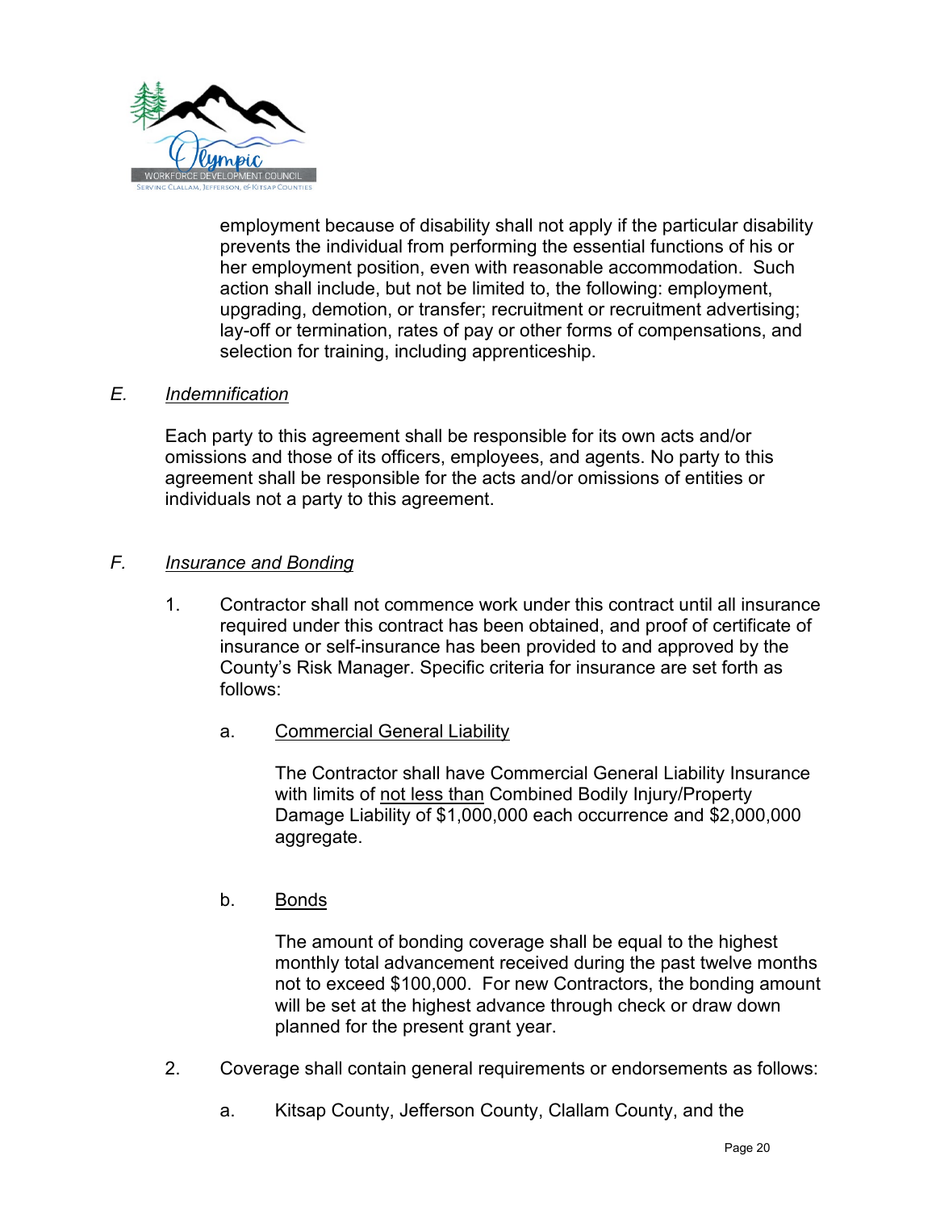employment because of disability shall not apply if the particular disability prevents the individual from performing the essential functions of his or her employment position, even with reasonable accommodation. Such action shall include, but not be limited to, the following: employment, upgrading, demotion, or transfer; recruitment or recruitment advertising; lay-off or termination, rates of pay or other forms of compensations, and selection for training, including apprenticeship.

*E. Indemnification*

Each party to this agreement shall be responsible for its own acts and/or omissions and those of its officers, employees, and agents. No party to this agreement shall be responsible for the acts and/or omissions of entities or individuals not a party to this agreement.

*F. Insurance and Bonding*

1. Contractor shall not commence work under this contract until all insurance required under this contract has been obtained, and proof of certificate of insurance or self-insurance has been provided to and approved by the County's Risk Manager. Specific criteria for insurance are set forth as follows:

   a. Commercial General Liability

      The Contractor shall have Commercial General Liability Insurance with limits of not less than Combined Bodily Injury/Property Damage Liability of $1,000,000 each occurrence and $2,000,000 aggregate.

   b. Bonds

      The amount of bonding coverage shall be equal to the highest monthly total advancement received during the past twelve months not to exceed $100,000. For new Contractors, the bonding amount will be set at the highest advance through check or draw down planned for the present grant year.

2. Coverage shall contain general requirements or endorsements as follows:

   a. Kitsap County, Jefferson County, Clallam County, and the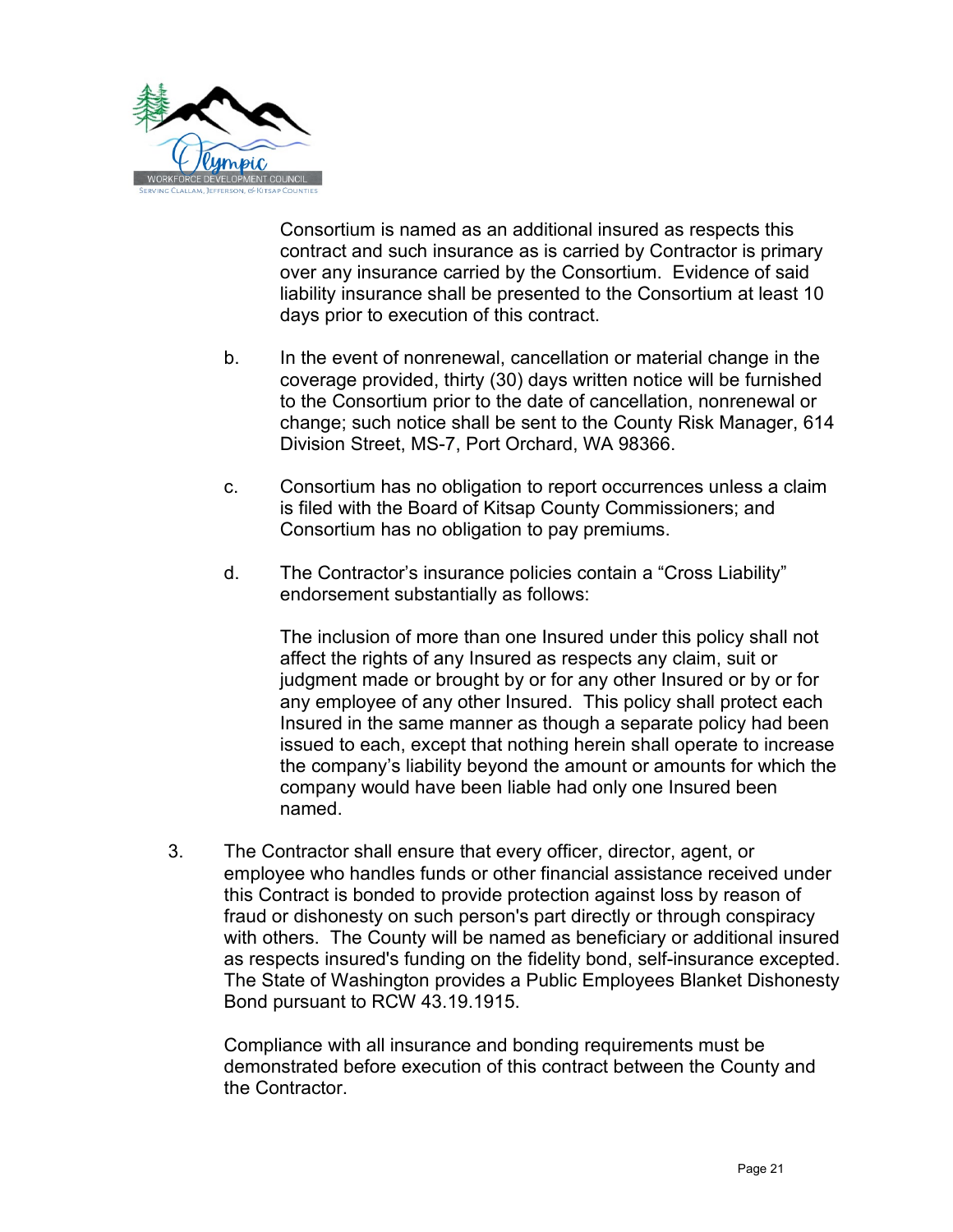Consortium is named as an additional insured as respects this contract and such insurance as is carried by Contractor is primary over any insurance carried by the Consortium. Evidence of said liability insurance shall be presented to the Consortium at least 10 days prior to execution of this contract.

b. In the event of nonrenewal, cancellation or material change in the coverage provided, thirty (30) days written notice will be furnished to the Consortium prior to the date of cancellation, nonrenewal or change; such notice shall be sent to the County Risk Manager, 614 Division Street, MS-7, Port Orchard, WA 98366.

c. Consortium has no obligation to report occurrences unless a claim is filed with the Board of Kitsap County Commissioners; and Consortium has no obligation to pay premiums.

d. The Contractor's insurance policies contain a "Cross Liability" endorsement substantially as follows:

   The inclusion of more than one Insured under this policy shall not affect the rights of any Insured as respects any claim, suit or judgment made or brought by or for any other Insured or by or for any employee of any other Insured. This policy shall protect each Insured in the same manner as though a separate policy had been issued to each, except that nothing herein shall operate to increase the company's liability beyond the amount or amounts for which the company would have been liable had only one Insured been named.

3. The Contractor shall ensure that every officer, director, agent, or employee who handles funds or other financial assistance received under this Contract is bonded to provide protection against loss by reason of fraud or dishonesty on such person's part directly or through conspiracy with others. The County will be named as beneficiary or additional insured as respects insured's funding on the fidelity bond, self-insurance excepted. The State of Washington provides a Public Employees Blanket Dishonesty Bond pursuant to RCW 43.19.1915.

   Compliance with all insurance and bonding requirements must be demonstrated before execution of this contract between the County and the Contractor.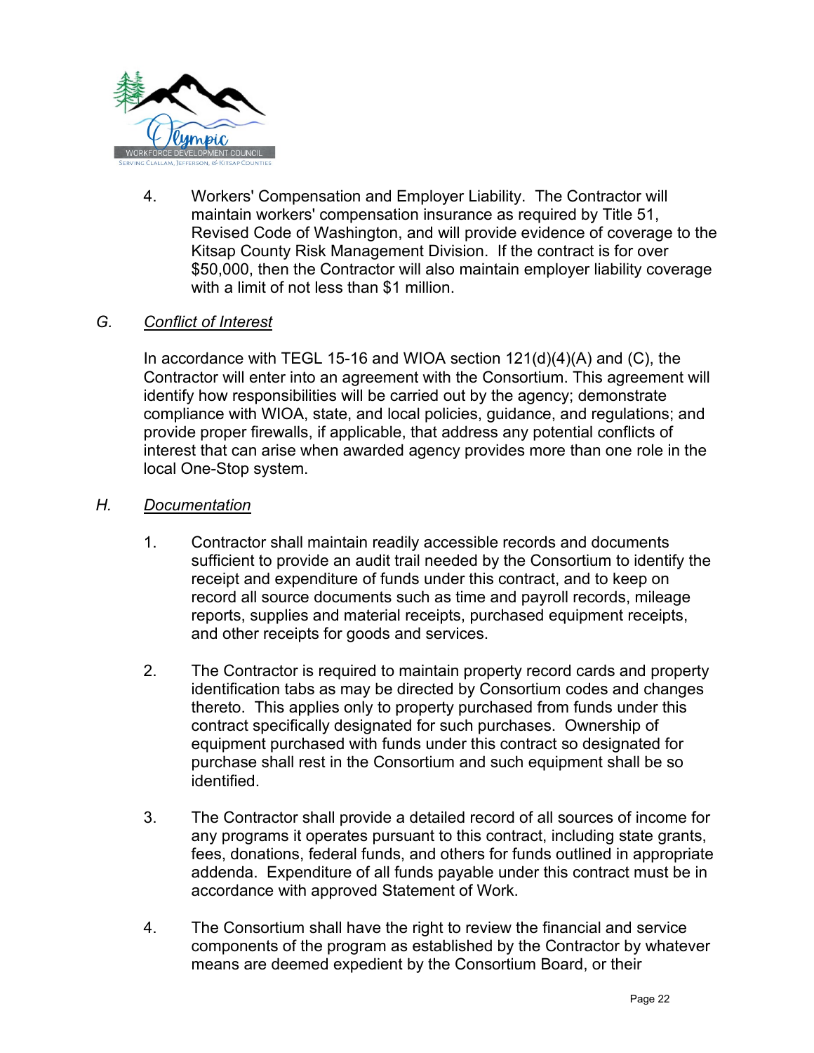4. Workers' Compensation and Employer Liability. The Contractor will maintain workers' compensation insurance as required by Title 51, Revised Code of Washington, and will provide evidence of coverage to the Kitsap County Risk Management Division. If the contract is for over $50,000, then the Contractor will also maintain employer liability coverage with a limit of not less than $1 million.

### G. *Conflict of Interest*

In accordance with TEGL 15-16 and WIOA section 121(d)(4)(A) and (C), the Contractor will enter into an agreement with the Consortium. This agreement will identify how responsibilities will be carried out by the agency; demonstrate compliance with WIOA, state, and local policies, guidance, and regulations; and provide proper firewalls, if applicable, that address any potential conflicts of interest that can arise when awarded agency provides more than one role in the local One-Stop system.

### H. *Documentation*

1. Contractor shall maintain readily accessible records and documents sufficient to provide an audit trail needed by the Consortium to identify the receipt and expenditure of funds under this contract, and to keep on record all source documents such as time and payroll records, mileage reports, supplies and material receipts, purchased equipment receipts, and other receipts for goods and services.

2. The Contractor is required to maintain property record cards and property identification tabs as may be directed by Consortium codes and changes thereto. This applies only to property purchased from funds under this contract specifically designated for such purchases. Ownership of equipment purchased with funds under this contract so designated for purchase shall rest in the Consortium and such equipment shall be so identified.

3. The Contractor shall provide a detailed record of all sources of income for any programs it operates pursuant to this contract, including state grants, fees, donations, federal funds, and others for funds outlined in appropriate addenda. Expenditure of all funds payable under this contract must be in accordance with approved Statement of Work.

4. The Consortium shall have the right to review the financial and service components of the program as established by the Contractor by whatever means are deemed expedient by the Consortium Board, or their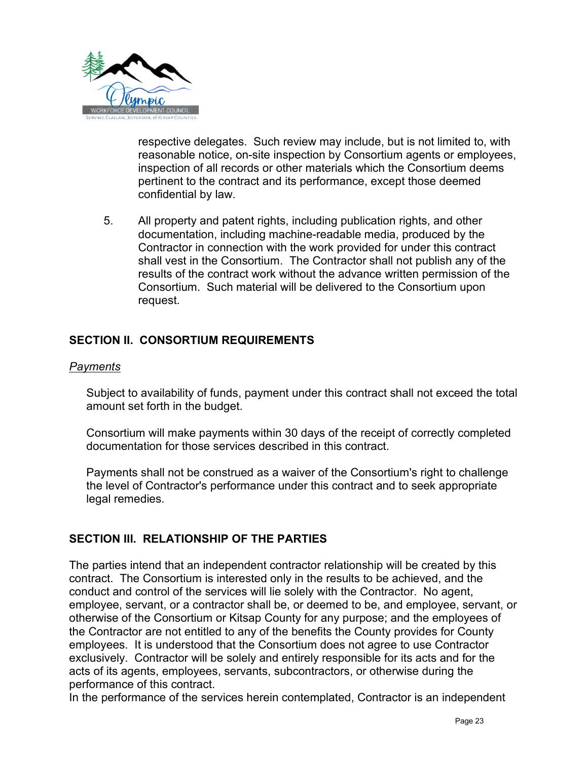respective delegates. Such review may include, but is not limited to, with reasonable notice, on-site inspection by Consortium agents or employees, inspection of all records or other materials which the Consortium deems pertinent to the contract and its performance, except those deemed confidential by law.

5. All property and patent rights, including publication rights, and other documentation, including machine-readable media, produced by the Contractor in connection with the work provided for under this contract shall vest in the Consortium. The Contractor shall not publish any of the results of the contract work without the advance written permission of the Consortium. Such material will be delivered to the Consortium upon request.

## SECTION II. CONSORTIUM REQUIREMENTS

*Payments*

Subject to availability of funds, payment under this contract shall not exceed the total amount set forth in the budget.

Consortium will make payments within 30 days of the receipt of correctly completed documentation for those services described in this contract.

Payments shall not be construed as a waiver of the Consortium's right to challenge the level of Contractor's performance under this contract and to seek appropriate legal remedies.

## SECTION III. RELATIONSHIP OF THE PARTIES

The parties intend that an independent contractor relationship will be created by this contract. The Consortium is interested only in the results to be achieved, and the conduct and control of the services will lie solely with the Contractor. No agent, employee, servant, or a contractor shall be, or deemed to be, and employee, servant, or otherwise of the Consortium or Kitsap County for any purpose; and the employees of the Contractor are not entitled to any of the benefits the County provides for County employees. It is understood that the Consortium does not agree to use Contractor exclusively. Contractor will be solely and entirely responsible for its acts and for the acts of its agents, employees, servants, subcontractors, or otherwise during the performance of this contract.
In the performance of the services herein contemplated, Contractor is an independent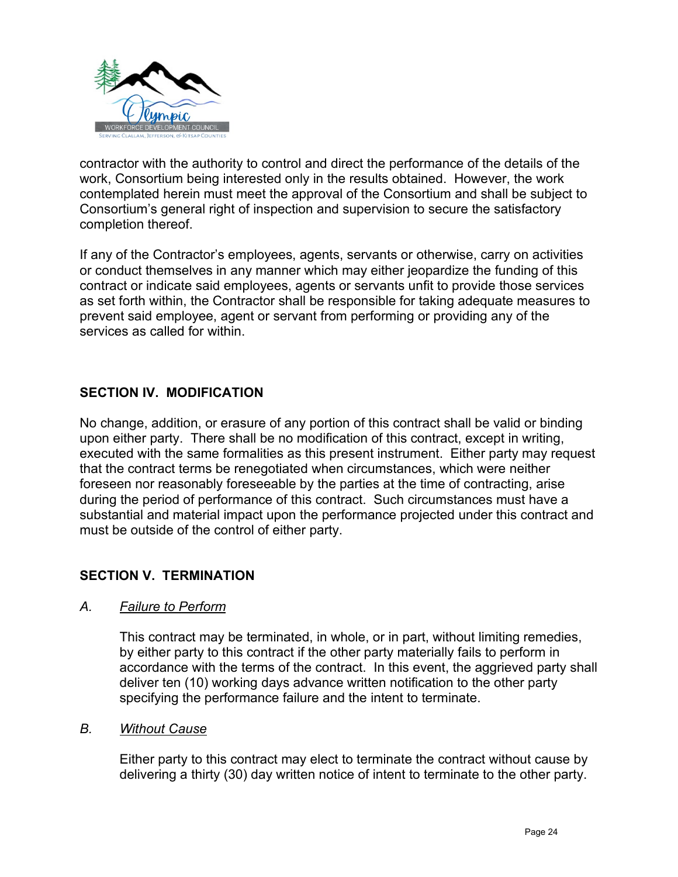contractor with the authority to control and direct the performance of the details of the work, Consortium being interested only in the results obtained. However, the work contemplated herein must meet the approval of the Consortium and shall be subject to Consortium's general right of inspection and supervision to secure the satisfactory completion thereof.

If any of the Contractor's employees, agents, servants or otherwise, carry on activities or conduct themselves in any manner which may either jeopardize the funding of this contract or indicate said employees, agents or servants unfit to provide those services as set forth within, the Contractor shall be responsible for taking adequate measures to prevent said employee, agent or servant from performing or providing any of the services as called for within.

## SECTION IV. MODIFICATION

No change, addition, or erasure of any portion of this contract shall be valid or binding upon either party. There shall be no modification of this contract, except in writing, executed with the same formalities as this present instrument. Either party may request that the contract terms be renegotiated when circumstances, which were neither foreseen nor reasonably foreseeable by the parties at the time of contracting, arise during the period of performance of this contract. Such circumstances must have a substantial and material impact upon the performance projected under this contract and must be outside of the control of either party.

## SECTION V. TERMINATION

### *A. Failure to Perform*

This contract may be terminated, in whole, or in part, without limiting remedies, by either party to this contract if the other party materially fails to perform in accordance with the terms of the contract. In this event, the aggrieved party shall deliver ten (10) working days advance written notification to the other party specifying the performance failure and the intent to terminate.

### *B. Without Cause*

Either party to this contract may elect to terminate the contract without cause by delivering a thirty (30) day written notice of intent to terminate to the other party.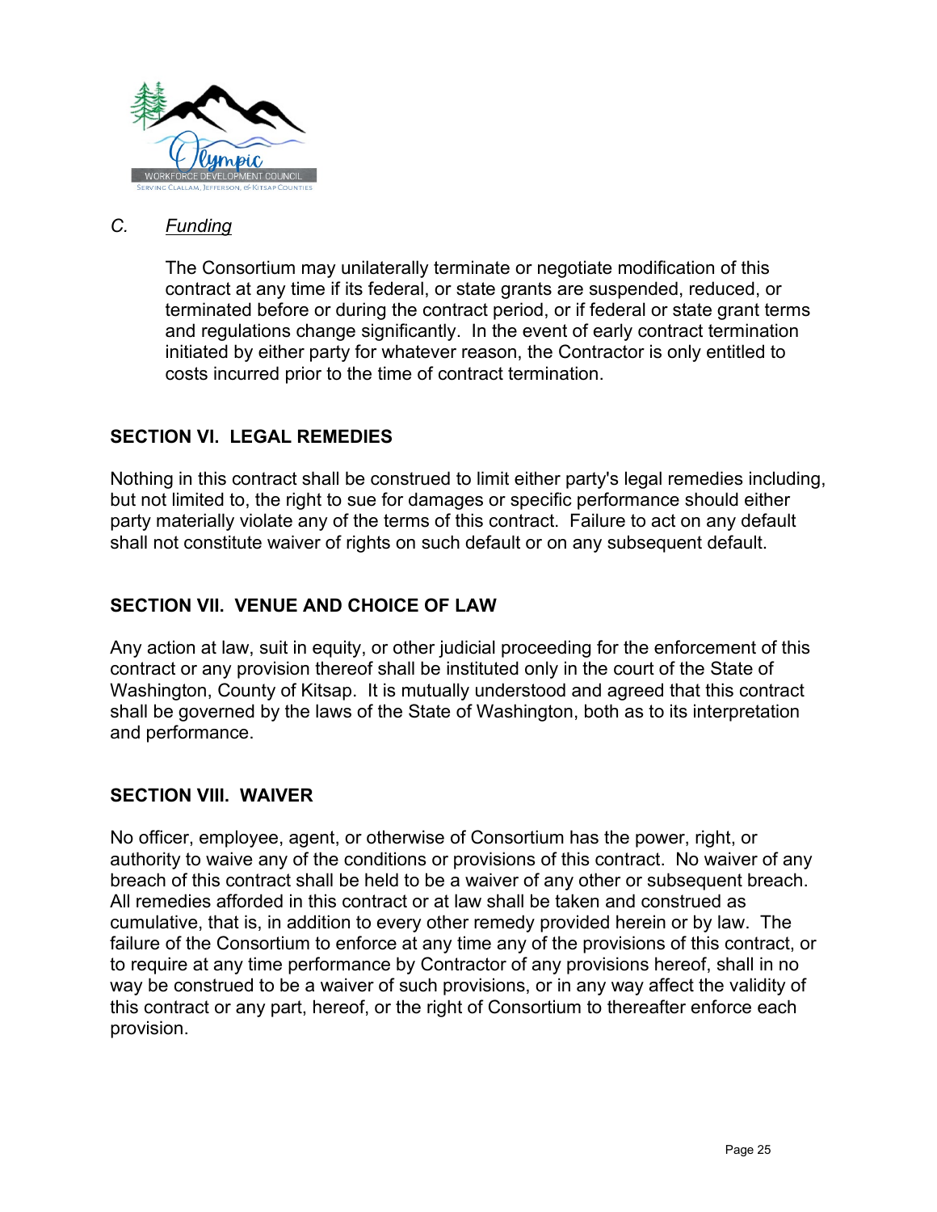*C. Funding*

The Consortium may unilaterally terminate or negotiate modification of this contract at any time if its federal, or state grants are suspended, reduced, or terminated before or during the contract period, or if federal or state grant terms and regulations change significantly. In the event of early contract termination initiated by either party for whatever reason, the Contractor is only entitled to costs incurred prior to the time of contract termination.

## SECTION VI. LEGAL REMEDIES

Nothing in this contract shall be construed to limit either party's legal remedies including, but not limited to, the right to sue for damages or specific performance should either party materially violate any of the terms of this contract. Failure to act on any default shall not constitute waiver of rights on such default or on any subsequent default.

## SECTION VII. VENUE AND CHOICE OF LAW

Any action at law, suit in equity, or other judicial proceeding for the enforcement of this contract or any provision thereof shall be instituted only in the court of the State of Washington, County of Kitsap. It is mutually understood and agreed that this contract shall be governed by the laws of the State of Washington, both as to its interpretation and performance.

## SECTION VIII. WAIVER

No officer, employee, agent, or otherwise of Consortium has the power, right, or authority to waive any of the conditions or provisions of this contract. No waiver of any breach of this contract shall be held to be a waiver of any other or subsequent breach. All remedies afforded in this contract or at law shall be taken and construed as cumulative, that is, in addition to every other remedy provided herein or by law. The failure of the Consortium to enforce at any time any of the provisions of this contract, or to require at any time performance by Contractor of any provisions hereof, shall in no way be construed to be a waiver of such provisions, or in any way affect the validity of this contract or any part, hereof, or the right of Consortium to thereafter enforce each provision.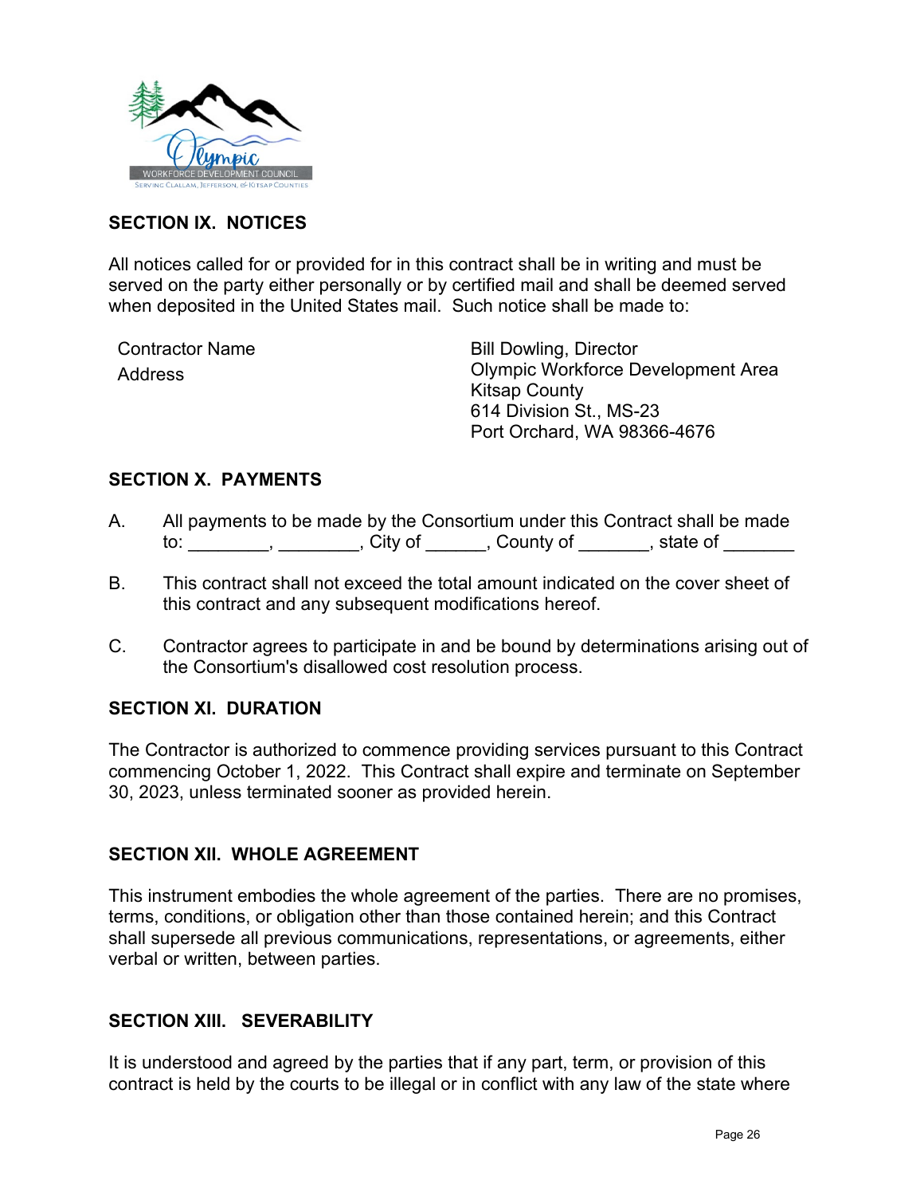## SECTION IX. NOTICES

All notices called for or provided for in this contract shall be in writing and must be served on the party either personally or by certified mail and shall be deemed served when deposited in the United States mail. Such notice shall be made to:

| | |
|---|---|
| Contractor Name<br>Address | Bill Dowling, Director<br>Olympic Workforce Development Area<br>Kitsap County<br>614 Division St., MS-23<br>Port Orchard, WA 98366-4676 |

## SECTION X. PAYMENTS

A. All payments to be made by the Consortium under this Contract shall be made to: ________, ________, City of ______, County of _______, state of _______

B. This contract shall not exceed the total amount indicated on the cover sheet of this contract and any subsequent modifications hereof.

C. Contractor agrees to participate in and be bound by determinations arising out of the Consortium's disallowed cost resolution process.

## SECTION XI. DURATION

The Contractor is authorized to commence providing services pursuant to this Contract commencing October 1, 2022. This Contract shall expire and terminate on September 30, 2023, unless terminated sooner as provided herein.

## SECTION XII. WHOLE AGREEMENT

This instrument embodies the whole agreement of the parties. There are no promises, terms, conditions, or obligation other than those contained herein; and this Contract shall supersede all previous communications, representations, or agreements, either verbal or written, between parties.

## SECTION XIII. SEVERABILITY

It is understood and agreed by the parties that if any part, term, or provision of this contract is held by the courts to be illegal or in conflict with any law of the state where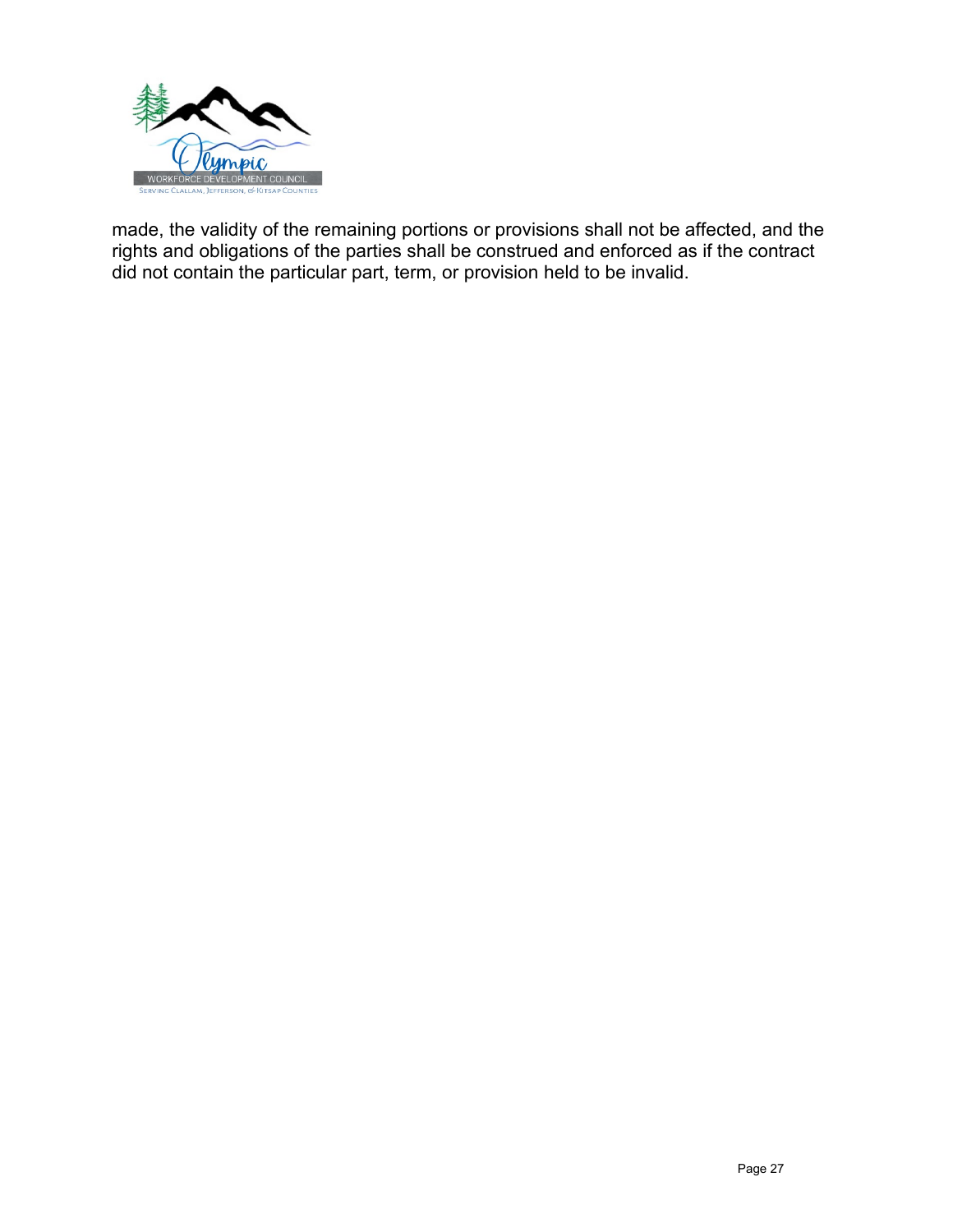made, the validity of the remaining portions or provisions shall not be affected, and the rights and obligations of the parties shall be construed and enforced as if the contract did not contain the particular part, term, or provision held to be invalid.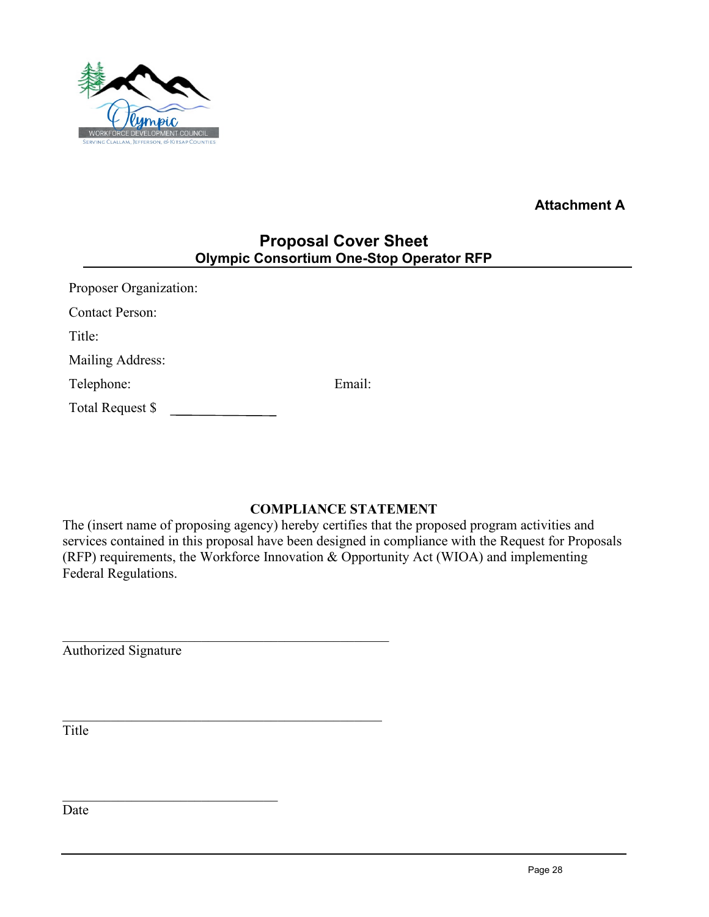Attachment A

## Proposal Cover Sheet
### Olympic Consortium One-Stop Operator RFP

Proposer Organization:

Contact Person:

Title:

Mailing Address:

Telephone: Email:

Total Request $ ______________

**COMPLIANCE STATEMENT**

The (insert name of proposing agency) hereby certifies that the proposed program activities and services contained in this proposal have been designed in compliance with the Request for Proposals (RFP) requirements, the Workforce Innovation & Opportunity Act (WIOA) and implementing Federal Regulations.

_______________________________________________

Authorized Signature

_______________________________________________

Title

________________________________

Date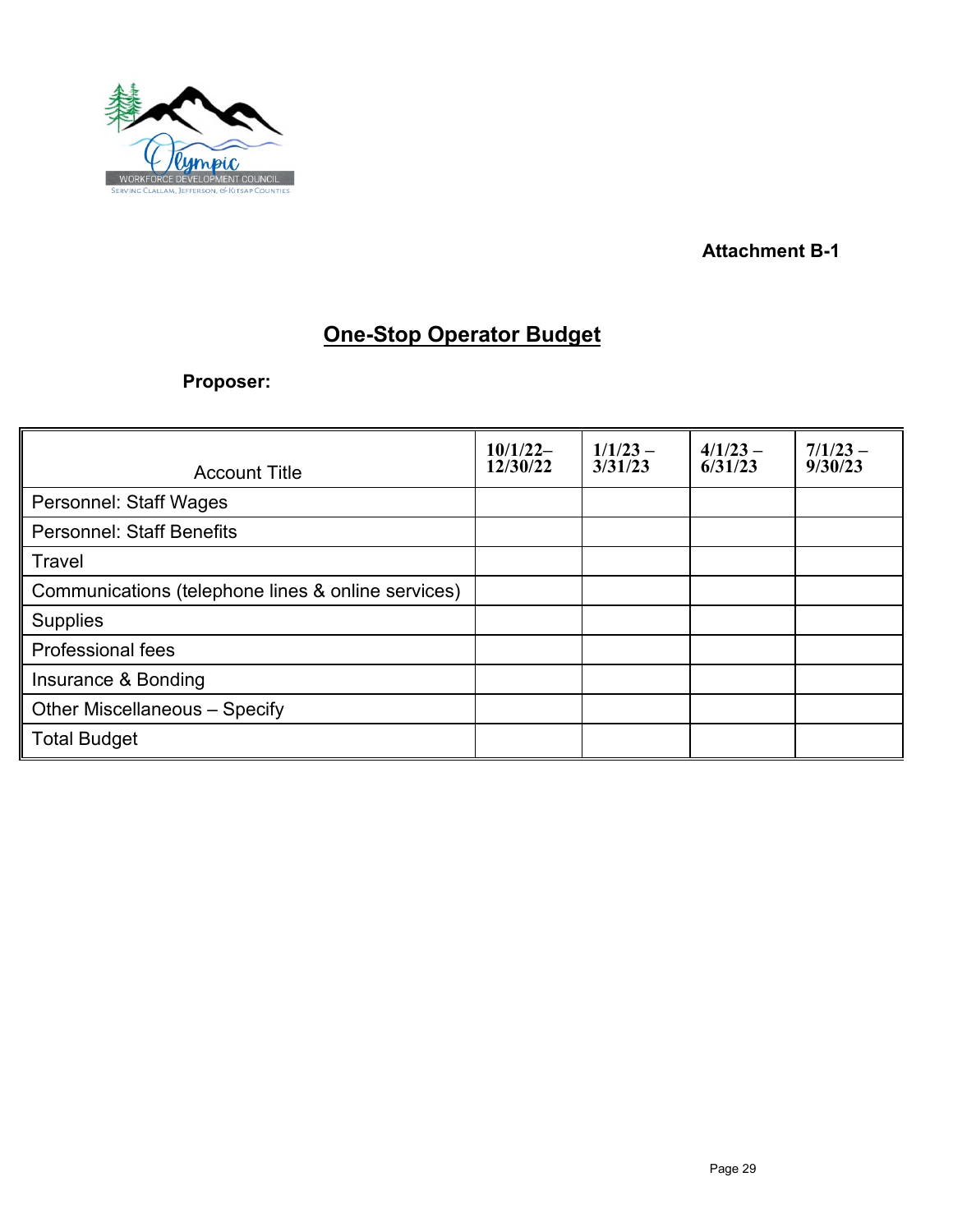**Attachment B-1**

# One-Stop Operator Budget

**Proposer:**

| Account Title | 10/1/22–12/30/22 | 1/1/23 – 3/31/23 | 4/1/23 – 6/31/23 | 7/1/23 – 9/30/23 |
|---|---|---|---|---|
| Personnel: Staff Wages | | | | |
| Personnel: Staff Benefits | | | | |
| Travel | | | | |
| Communications (telephone lines & online services) | | | | |
| Supplies | | | | |
| Professional fees | | | | |
| Insurance & Bonding | | | | |
| Other Miscellaneous – Specify | | | | |
| Total Budget | | | | |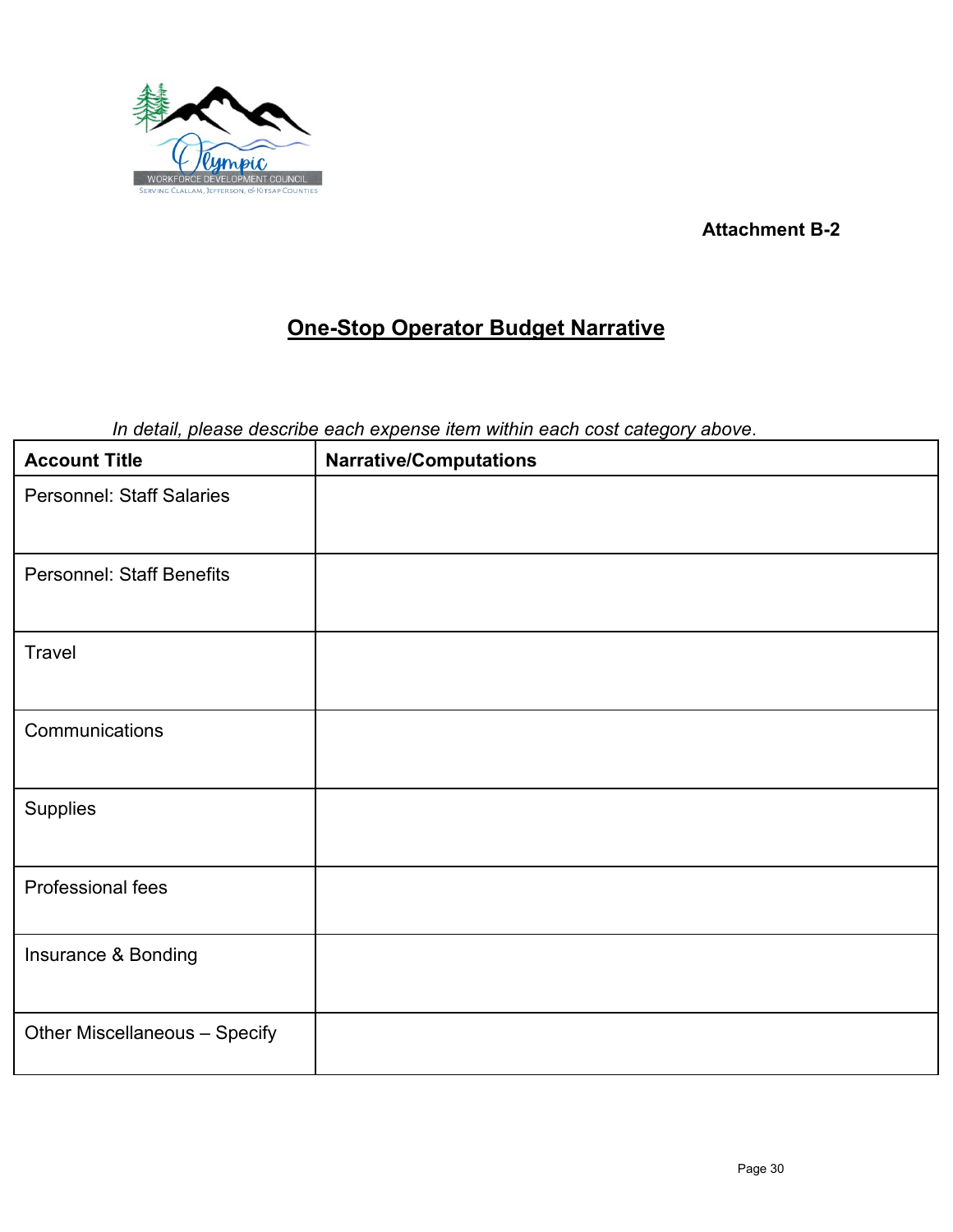Olympic
WORKFORCE DEVELOPMENT COUNCIL
SERVING CLALLAM, JEFFERSON, & KITSAP COUNTIES

**Attachment B-2**

# One-Stop Operator Budget Narrative

*In detail, please describe each expense item within each cost category above.*

| Account Title | Narrative/Computations |
|---|---|
| Personnel: Staff Salaries | |
| Personnel: Staff Benefits | |
| Travel | |
| Communications | |
| Supplies | |
| Professional fees | |
| Insurance & Bonding | |
| Other Miscellaneous – Specify | |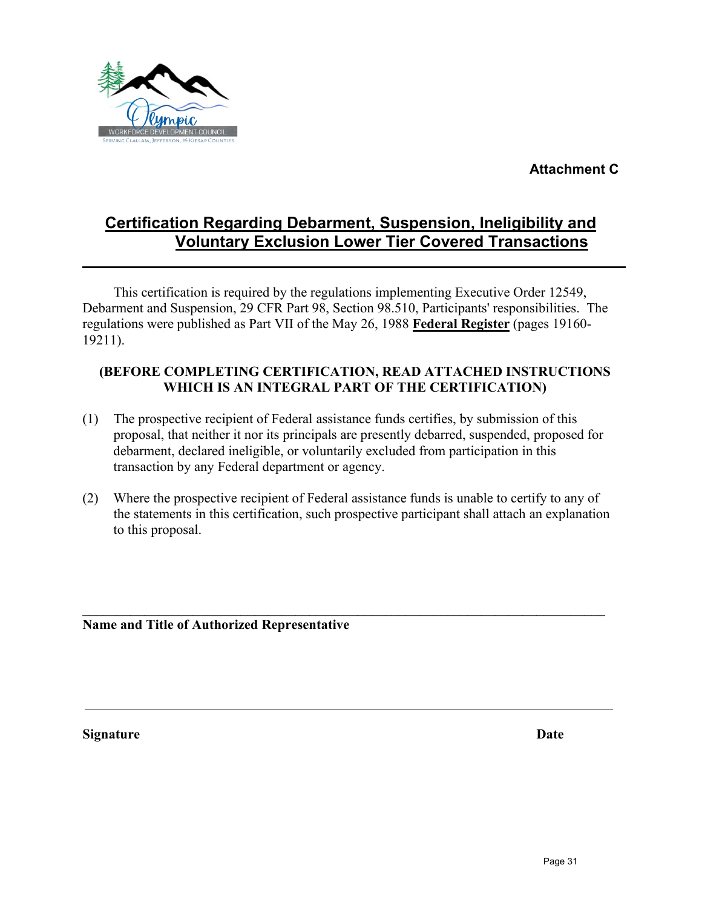**Attachment C**

## Certification Regarding Debarment, Suspension, Ineligibility and Voluntary Exclusion Lower Tier Covered Transactions

This certification is required by the regulations implementing Executive Order 12549, Debarment and Suspension, 29 CFR Part 98, Section 98.510, Participants' responsibilities. The regulations were published as Part VII of the May 26, 1988 **Federal Register** (pages 19160-19211).

**(BEFORE COMPLETING CERTIFICATION, READ ATTACHED INSTRUCTIONS WHICH IS AN INTEGRAL PART OF THE CERTIFICATION)**

(1) The prospective recipient of Federal assistance funds certifies, by submission of this proposal, that neither it nor its principals are presently debarred, suspended, proposed for debarment, declared ineligible, or voluntarily excluded from participation in this transaction by any Federal department or agency.

(2) Where the prospective recipient of Federal assistance funds is unable to certify to any of the statements in this certification, such prospective participant shall attach an explanation to this proposal.

\_\_\_\_\_\_\_\_\_\_\_\_\_\_\_\_\_\_\_\_\_\_\_\_\_\_\_\_\_\_\_\_\_\_\_\_\_\_\_\_\_\_\_\_\_\_\_\_\_\_\_\_\_\_\_\_\_\_\_\_\_\_\_\_

**Name and Title of Authorized Representative**

\_\_\_\_\_\_\_\_\_\_\_\_\_\_\_\_\_\_\_\_\_\_\_\_\_\_\_\_\_\_\_\_\_\_\_\_\_\_\_\_\_\_\_\_\_\_\_\_\_\_\_\_\_\_\_\_\_\_\_\_\_\_\_\_

**Signature** **Date**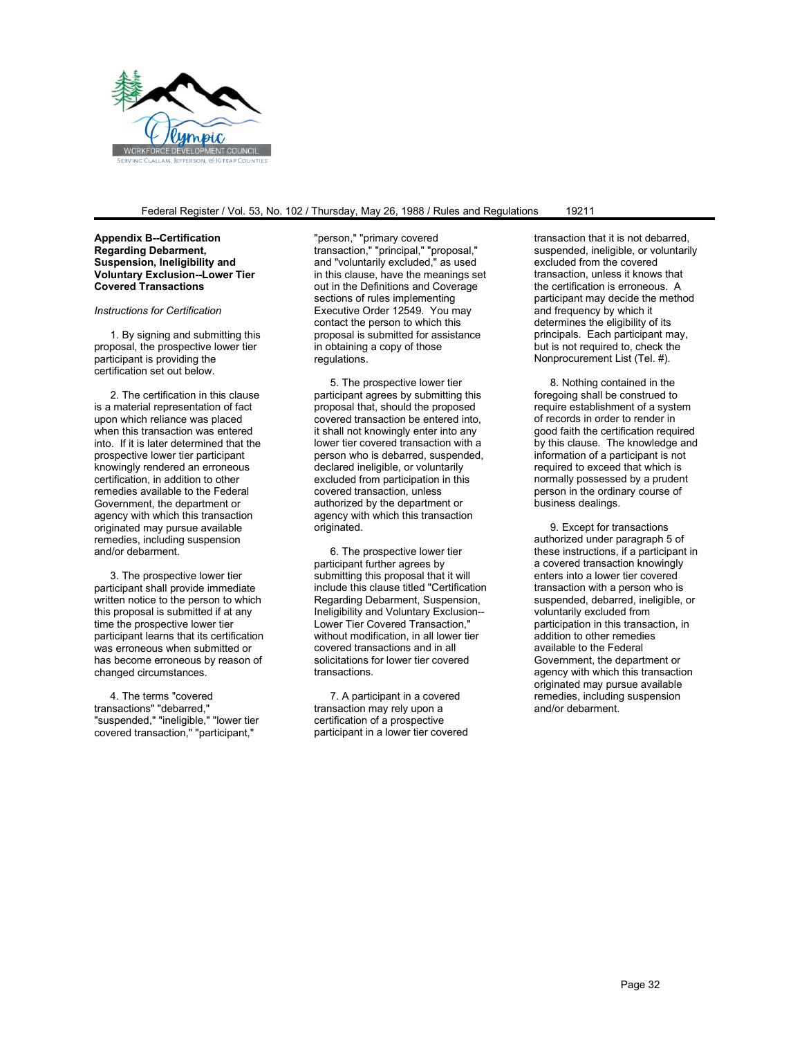Federal Register / Vol. 53, No. 102 / Thursday, May 26, 1988 / Rules and Regulations 19211

**Appendix B--Certification Regarding Debarment, Suspension, Ineligibility and Voluntary Exclusion--Lower Tier Covered Transactions**

*Instructions for Certification*

1. By signing and submitting this proposal, the prospective lower tier participant is providing the certification set out below.

2. The certification in this clause is a material representation of fact upon which reliance was placed when this transaction was entered into. If it is later determined that the prospective lower tier participant knowingly rendered an erroneous certification, in addition to other remedies available to the Federal Government, the department or agency with which this transaction originated may pursue available remedies, including suspension and/or debarment.

3. The prospective lower tier participant shall provide immediate written notice to the person to which this proposal is submitted if at any time the prospective lower tier participant learns that its certification was erroneous when submitted or has become erroneous by reason of changed circumstances.

4. The terms "covered transactions" "debarred," "suspended," "ineligible," "lower tier covered transaction," "participant," "person," "primary covered transaction," "principal," "proposal," and "voluntarily excluded," as used in this clause, have the meanings set out in the Definitions and Coverage sections of rules implementing Executive Order 12549. You may contact the person to which this proposal is submitted for assistance in obtaining a copy of those regulations.

5. The prospective lower tier participant agrees by submitting this proposal that, should the proposed covered transaction be entered into, it shall not knowingly enter into any lower tier covered transaction with a person who is debarred, suspended, declared ineligible, or voluntarily excluded from participation in this covered transaction, unless authorized by the department or agency with which this transaction originated.

6. The prospective lower tier participant further agrees by submitting this proposal that it will include this clause titled "Certification Regarding Debarment, Suspension, Ineligibility and Voluntary Exclusion--Lower Tier Covered Transaction," without modification, in all lower tier covered transactions and in all solicitations for lower tier covered transactions.

7. A participant in a covered transaction may rely upon a certification of a prospective participant in a lower tier covered transaction that it is not debarred, suspended, ineligible, or voluntarily excluded from the covered transaction, unless it knows that the certification is erroneous. A participant may decide the method and frequency by which it determines the eligibility of its principals. Each participant may, but is not required to, check the Nonprocurement List (Tel. #).

8. Nothing contained in the foregoing shall be construed to require establishment of a system of records in order to render in good faith the certification required by this clause. The knowledge and information of a participant is not required to exceed that which is normally possessed by a prudent person in the ordinary course of business dealings.

9. Except for transactions authorized under paragraph 5 of these instructions, if a participant in a covered transaction knowingly enters into a lower tier covered transaction with a person who is suspended, debarred, ineligible, or voluntarily excluded from participation in this transaction, in addition to other remedies available to the Federal Government, the department or agency with which this transaction originated may pursue available remedies, including suspension and/or debarment.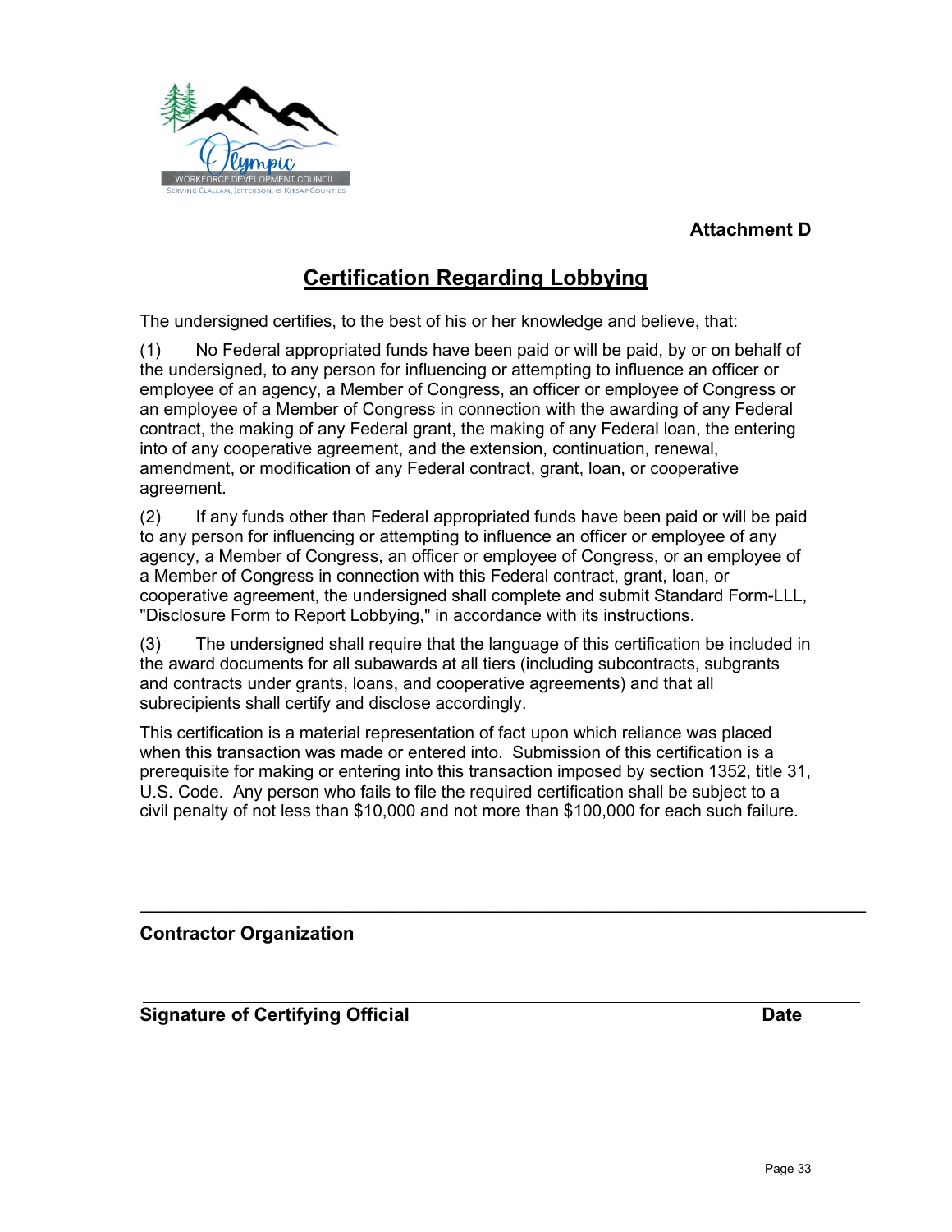**Attachment D**

# Certification Regarding Lobbying

The undersigned certifies, to the best of his or her knowledge and believe, that:

(1) No Federal appropriated funds have been paid or will be paid, by or on behalf of the undersigned, to any person for influencing or attempting to influence an officer or employee of an agency, a Member of Congress, an officer or employee of Congress or an employee of a Member of Congress in connection with the awarding of any Federal contract, the making of any Federal grant, the making of any Federal loan, the entering into of any cooperative agreement, and the extension, continuation, renewal, amendment, or modification of any Federal contract, grant, loan, or cooperative agreement.

(2) If any funds other than Federal appropriated funds have been paid or will be paid to any person for influencing or attempting to influence an officer or employee of any agency, a Member of Congress, an officer or employee of Congress, or an employee of a Member of Congress in connection with this Federal contract, grant, loan, or cooperative agreement, the undersigned shall complete and submit Standard Form-LLL, "Disclosure Form to Report Lobbying," in accordance with its instructions.

(3) The undersigned shall require that the language of this certification be included in the award documents for all subawards at all tiers (including subcontracts, subgrants and contracts under grants, loans, and cooperative agreements) and that all subrecipients shall certify and disclose accordingly.

This certification is a material representation of fact upon which reliance was placed when this transaction was made or entered into. Submission of this certification is a prerequisite for making or entering into this transaction imposed by section 1352, title 31, U.S. Code. Any person who fails to file the required certification shall be subject to a civil penalty of not less than $10,000 and not more than $100,000 for each such failure.

______________________________________________________________

**Contractor Organization**

______________________________________________________________

**Signature of Certifying Official** **Date**